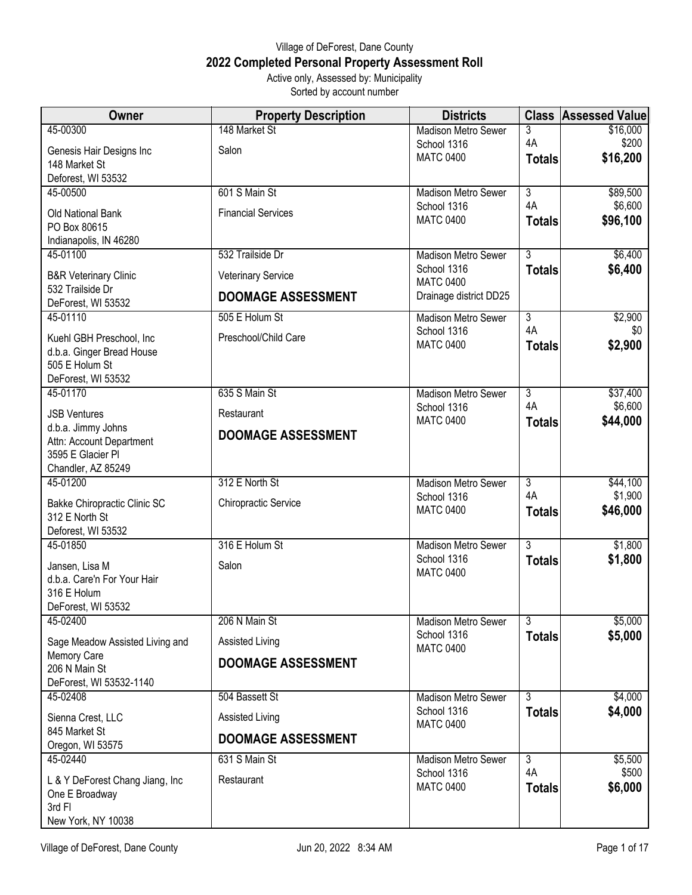# Village of DeForest, Dane County

## 2022 Completed Personal Property Assessment Roll

Active only, Assessed by: Municipality

Sorted by account number

| Owner | Property Description | Districts | Class | Assessed Value |
|---|---|---|---|---|
| 45-00300<br>Genesis Hair Designs Inc<br>148 Market St<br>Deforest, WI 53532 | 148 Market St<br>Salon | Madison Metro Sewer<br>School 1316<br>MATC 0400 | 3<br>4A<br>**Totals** | $16,000<br>$200<br>**$16,200** |
| 45-00500<br>Old National Bank<br>PO Box 80615<br>Indianapolis, IN 46280 | 601 S Main St<br>Financial Services | Madison Metro Sewer<br>School 1316<br>MATC 0400 | 3<br>4A<br>**Totals** | $89,500<br>$6,600<br>**$96,100** |
| 45-01100<br>B&R Veterinary Clinic<br>532 Trailside Dr<br>DeForest, WI 53532 | 532 Trailside Dr<br>Veterinary Service<br>**DOOMAGE ASSESSMENT** | Madison Metro Sewer<br>School 1316<br>MATC 0400<br>Drainage district DD25 | 3<br>**Totals** | $6,400<br>**$6,400** |
| 45-01110<br>Kuehl GBH Preschool, Inc<br>d.b.a. Ginger Bread House<br>505 E Holum St<br>DeForest, WI 53532 | 505 E Holum St<br>Preschool/Child Care | Madison Metro Sewer<br>School 1316<br>MATC 0400 | 3<br>4A<br>**Totals** | $2,900<br>$0<br>**$2,900** |
| 45-01170<br>JSB Ventures<br>d.b.a. Jimmy Johns<br>Attn: Account Department<br>3595 E Glacier Pl<br>Chandler, AZ 85249 | 635 S Main St<br>Restaurant<br>**DOOMAGE ASSESSMENT** | Madison Metro Sewer<br>School 1316<br>MATC 0400 | 3<br>4A<br>**Totals** | $37,400<br>$6,600<br>**$44,000** |
| 45-01200<br>Bakke Chiropractic Clinic SC<br>312 E North St<br>Deforest, WI 53532 | 312 E North St<br>Chiropractic Service | Madison Metro Sewer<br>School 1316<br>MATC 0400 | 3<br>4A<br>**Totals** | $44,100<br>$1,900<br>**$46,000** |
| 45-01850<br>Jansen, Lisa M<br>d.b.a. Care'n For Your Hair<br>316 E Holum<br>DeForest, WI 53532 | 316 E Holum St<br>Salon | Madison Metro Sewer<br>School 1316<br>MATC 0400 | 3<br>**Totals** | $1,800<br>**$1,800** |
| 45-02400<br>Sage Meadow Assisted Living and Memory Care<br>206 N Main St<br>DeForest, WI 53532-1140 | 206 N Main St<br>Assisted Living<br>**DOOMAGE ASSESSMENT** | Madison Metro Sewer<br>School 1316<br>MATC 0400 | 3<br>**Totals** | $5,000<br>**$5,000** |
| 45-02408<br>Sienna Crest, LLC<br>845 Market St<br>Oregon, WI 53575 | 504 Bassett St<br>Assisted Living<br>**DOOMAGE ASSESSMENT** | Madison Metro Sewer<br>School 1316<br>MATC 0400 | 3<br>**Totals** | $4,000<br>**$4,000** |
| 45-02440<br>L & Y DeForest Chang Jiang, Inc<br>One E Broadway<br>3rd Fl<br>New York, NY 10038 | 631 S Main St<br>Restaurant | Madison Metro Sewer<br>School 1316<br>MATC 0400 | 3<br>4A<br>**Totals** | $5,500<br>$500<br>**$6,000** |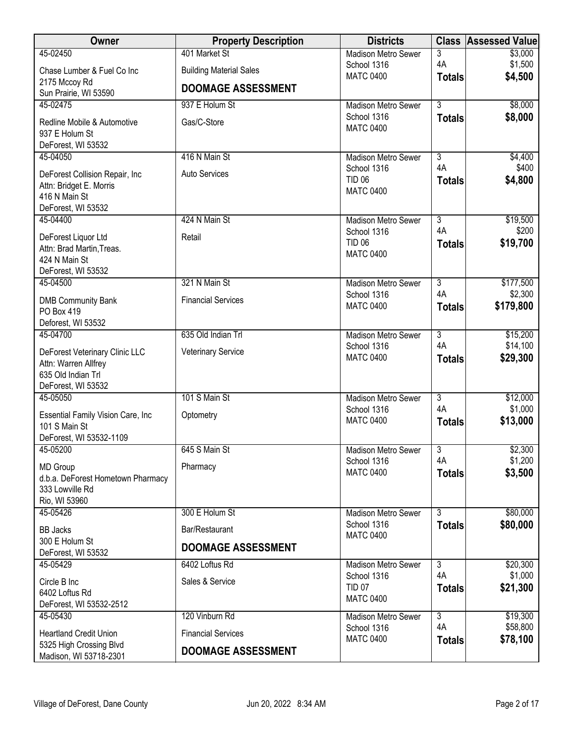| Owner | Property Description | Districts | Class | Assessed Value |
|---|---|---|---|---|
| 45-02450<br>Chase Lumber & Fuel Co Inc<br>2175 Mccoy Rd<br>Sun Prairie, WI 53590 | 401 Market St<br>Building Material Sales<br>**DOOMAGE ASSESSMENT** | Madison Metro Sewer<br>School 1316<br>MATC 0400 | 3<br>4A<br>**Totals** | $3,000<br>$1,500<br>**$4,500** |
| 45-02475<br>Redline Mobile & Automotive<br>937 E Holum St<br>DeForest, WI 53532 | 937 E Holum St<br>Gas/C-Store | Madison Metro Sewer<br>School 1316<br>MATC 0400 | 3<br>**Totals** | $8,000<br>**$8,000** |
| 45-04050<br>DeForest Collision Repair, Inc<br>Attn: Bridget E. Morris<br>416 N Main St<br>DeForest, WI 53532 | 416 N Main St<br>Auto Services | Madison Metro Sewer<br>School 1316<br>TID 06<br>MATC 0400 | 3<br>4A<br>**Totals** | $4,400<br>$400<br>**$4,800** |
| 45-04400<br>DeForest Liquor Ltd<br>Attn: Brad Martin,Treas.<br>424 N Main St<br>DeForest, WI 53532 | 424 N Main St<br>Retail | Madison Metro Sewer<br>School 1316<br>TID 06<br>MATC 0400 | 3<br>4A<br>**Totals** | $19,500<br>$200<br>**$19,700** |
| 45-04500<br>DMB Community Bank<br>PO Box 419<br>Deforest, WI 53532 | 321 N Main St<br>Financial Services | Madison Metro Sewer<br>School 1316<br>MATC 0400 | 3<br>4A<br>**Totals** | $177,500<br>$2,300<br>**$179,800** |
| 45-04700<br>DeForest Veterinary Clinic LLC<br>Attn: Warren Allfrey<br>635 Old Indian Trl<br>DeForest, WI 53532 | 635 Old Indian Trl<br>Veterinary Service | Madison Metro Sewer<br>School 1316<br>MATC 0400 | 3<br>4A<br>**Totals** | $15,200<br>$14,100<br>**$29,300** |
| 45-05050<br>Essential Family Vision Care, Inc<br>101 S Main St<br>DeForest, WI 53532-1109 | 101 S Main St<br>Optometry | Madison Metro Sewer<br>School 1316<br>MATC 0400 | 3<br>4A<br>**Totals** | $12,000<br>$1,000<br>**$13,000** |
| 45-05200<br>MD Group<br>d.b.a. DeForest Hometown Pharmacy<br>333 Lowville Rd<br>Rio, WI 53960 | 645 S Main St<br>Pharmacy | Madison Metro Sewer<br>School 1316<br>MATC 0400 | 3<br>4A<br>**Totals** | $2,300<br>$1,200<br>**$3,500** |
| 45-05426<br>BB Jacks<br>300 E Holum St<br>DeForest, WI 53532 | 300 E Holum St<br>Bar/Restaurant<br>**DOOMAGE ASSESSMENT** | Madison Metro Sewer<br>School 1316<br>MATC 0400 | 3<br>**Totals** | $80,000<br>**$80,000** |
| 45-05429<br>Circle B Inc<br>6402 Loftus Rd<br>DeForest, WI 53532-2512 | 6402 Loftus Rd<br>Sales & Service | Madison Metro Sewer<br>School 1316<br>TID 07<br>MATC 0400 | 3<br>4A<br>**Totals** | $20,300<br>$1,000<br>**$21,300** |
| 45-05430<br>Heartland Credit Union<br>5325 High Crossing Blvd<br>Madison, WI 53718-2301 | 120 Vinburn Rd<br>Financial Services<br>**DOOMAGE ASSESSMENT** | Madison Metro Sewer<br>School 1316<br>MATC 0400 | 3<br>4A<br>**Totals** | $19,300<br>$58,800<br>**$78,100** |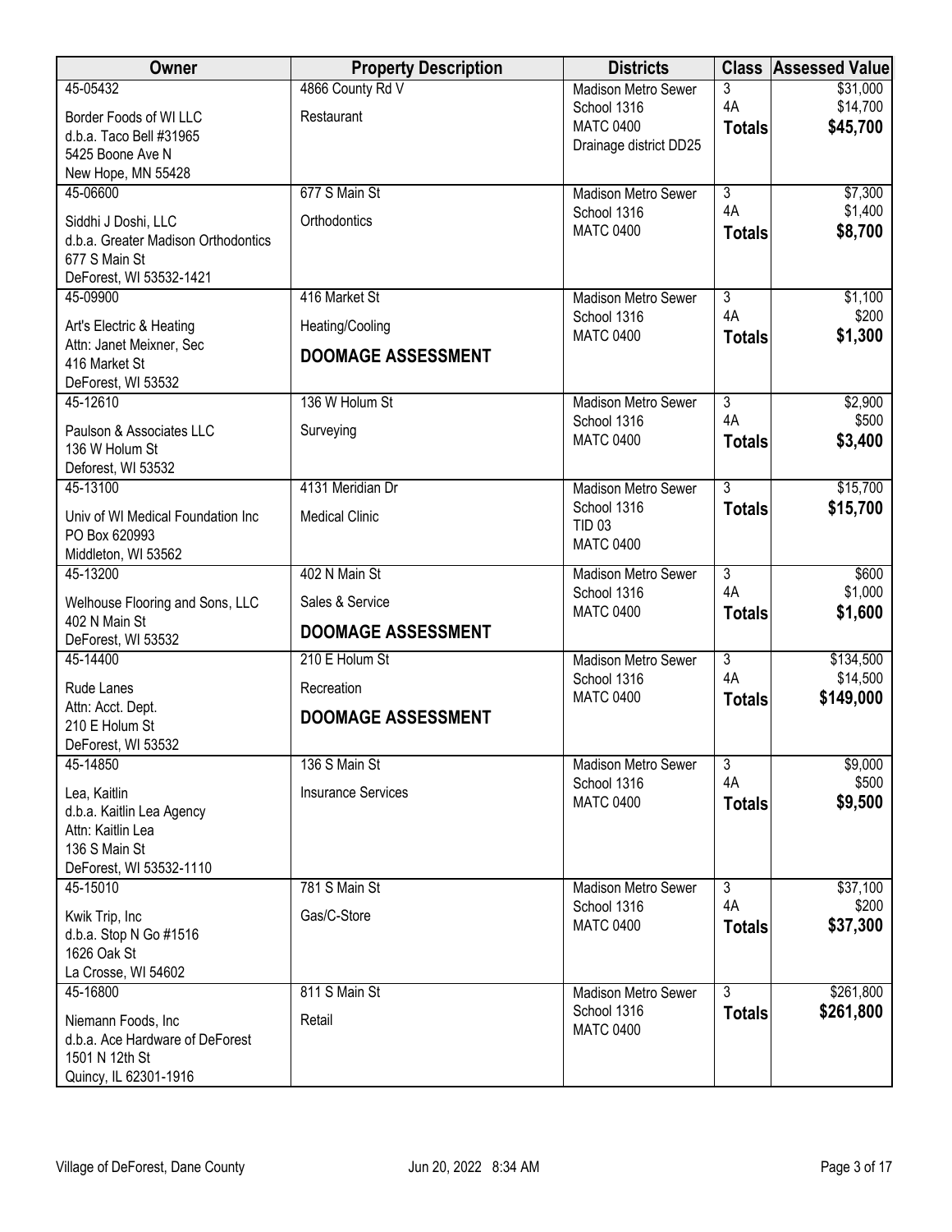| Owner | Property Description | Districts | Class | Assessed Value |
|---|---|---|---|---|
| 45-05432<br>Border Foods of WI LLC<br>d.b.a. Taco Bell #31965<br>5425 Boone Ave N<br>New Hope, MN 55428 | 4866 County Rd V<br>Restaurant | Madison Metro Sewer<br>School 1316<br>MATC 0400<br>Drainage district DD25 | 3<br>4A<br>**Totals** | \$31,000<br>\$14,700<br>**\$45,700** |
| 45-06600<br>Siddhi J Doshi, LLC<br>d.b.a. Greater Madison Orthodontics<br>677 S Main St<br>DeForest, WI 53532-1421 | 677 S Main St<br>Orthodontics | Madison Metro Sewer<br>School 1316<br>MATC 0400 | 3<br>4A<br>**Totals** | \$7,300<br>\$1,400<br>**\$8,700** |
| 45-09900<br>Art's Electric & Heating<br>Attn: Janet Meixner, Sec<br>416 Market St<br>DeForest, WI 53532 | 416 Market St<br>Heating/Cooling<br>**DOOMAGE ASSESSMENT** | Madison Metro Sewer<br>School 1316<br>MATC 0400 | 3<br>4A<br>**Totals** | \$1,100<br>\$200<br>**\$1,300** |
| 45-12610<br>Paulson & Associates LLC<br>136 W Holum St<br>Deforest, WI 53532 | 136 W Holum St<br>Surveying | Madison Metro Sewer<br>School 1316<br>MATC 0400 | 3<br>4A<br>**Totals** | \$2,900<br>\$500<br>**\$3,400** |
| 45-13100<br>Univ of WI Medical Foundation Inc<br>PO Box 620993<br>Middleton, WI 53562 | 4131 Meridian Dr<br>Medical Clinic | Madison Metro Sewer<br>School 1316<br>TID 03<br>MATC 0400 | 3<br>**Totals** | \$15,700<br>**\$15,700** |
| 45-13200<br>Welhouse Flooring and Sons, LLC<br>402 N Main St<br>DeForest, WI 53532 | 402 N Main St<br>Sales & Service<br>**DOOMAGE ASSESSMENT** | Madison Metro Sewer<br>School 1316<br>MATC 0400 | 3<br>4A<br>**Totals** | \$600<br>\$1,000<br>**\$1,600** |
| 45-14400<br>Rude Lanes<br>Attn: Acct. Dept.<br>210 E Holum St<br>DeForest, WI 53532 | 210 E Holum St<br>Recreation<br>**DOOMAGE ASSESSMENT** | Madison Metro Sewer<br>School 1316<br>MATC 0400 | 3<br>4A<br>**Totals** | \$134,500<br>\$14,500<br>**\$149,000** |
| 45-14850<br>Lea, Kaitlin<br>d.b.a. Kaitlin Lea Agency<br>Attn: Kaitlin Lea<br>136 S Main St<br>DeForest, WI 53532-1110 | 136 S Main St<br>Insurance Services | Madison Metro Sewer<br>School 1316<br>MATC 0400 | 3<br>4A<br>**Totals** | \$9,000<br>\$500<br>**\$9,500** |
| 45-15010<br>Kwik Trip, Inc<br>d.b.a. Stop N Go #1516<br>1626 Oak St<br>La Crosse, WI 54602 | 781 S Main St<br>Gas/C-Store | Madison Metro Sewer<br>School 1316<br>MATC 0400 | 3<br>4A<br>**Totals** | \$37,100<br>\$200<br>**\$37,300** |
| 45-16800<br>Niemann Foods, Inc<br>d.b.a. Ace Hardware of DeForest<br>1501 N 12th St<br>Quincy, IL 62301-1916 | 811 S Main St<br>Retail | Madison Metro Sewer<br>School 1316<br>MATC 0400 | 3<br>**Totals** | \$261,800<br>**\$261,800** |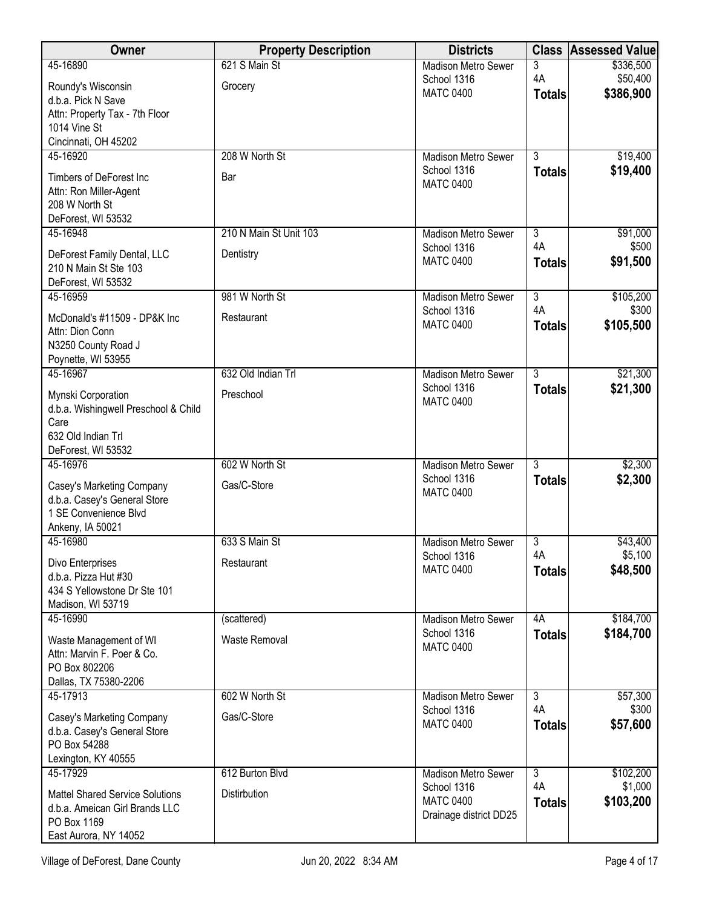| Owner | Property Description | Districts | Class | Assessed Value |
|---|---|---|---|---|
| 45-16890<br>Roundy's Wisconsin<br>d.b.a. Pick N Save<br>Attn: Property Tax - 7th Floor<br>1014 Vine St<br>Cincinnati, OH 45202 | 621 S Main St<br>Grocery | Madison Metro Sewer<br>School 1316<br>MATC 0400 | 3<br>4A<br>**Totals** | $336,500<br>$50,400<br>**$386,900** |
| 45-16920<br>Timbers of DeForest Inc<br>Attn: Ron Miller-Agent<br>208 W North St<br>DeForest, WI 53532 | 208 W North St<br>Bar | Madison Metro Sewer<br>School 1316<br>MATC 0400 | 3<br>**Totals** | $19,400<br>**$19,400** |
| 45-16948<br>DeForest Family Dental, LLC<br>210 N Main St Ste 103<br>DeForest, WI 53532 | 210 N Main St Unit 103<br>Dentistry | Madison Metro Sewer<br>School 1316<br>MATC 0400 | 3<br>4A<br>**Totals** | $91,000<br>$500<br>**$91,500** |
| 45-16959<br>McDonald's #11509 - DP&K Inc<br>Attn: Dion Conn<br>N3250 County Road J<br>Poynette, WI 53955 | 981 W North St<br>Restaurant | Madison Metro Sewer<br>School 1316<br>MATC 0400 | 3<br>4A<br>**Totals** | $105,200<br>$300<br>**$105,500** |
| 45-16967<br>Mynski Corporation<br>d.b.a. Wishingwell Preschool & Child Care<br>632 Old Indian Trl<br>DeForest, WI 53532 | 632 Old Indian Trl<br>Preschool | Madison Metro Sewer<br>School 1316<br>MATC 0400 | 3<br>**Totals** | $21,300<br>**$21,300** |
| 45-16976<br>Casey's Marketing Company<br>d.b.a. Casey's General Store<br>1 SE Convenience Blvd<br>Ankeny, IA 50021 | 602 W North St<br>Gas/C-Store | Madison Metro Sewer<br>School 1316<br>MATC 0400 | 3<br>**Totals** | $2,300<br>**$2,300** |
| 45-16980<br>Divo Enterprises<br>d.b.a. Pizza Hut #30<br>434 S Yellowstone Dr Ste 101<br>Madison, WI 53719 | 633 S Main St<br>Restaurant | Madison Metro Sewer<br>School 1316<br>MATC 0400 | 3<br>4A<br>**Totals** | $43,400<br>$5,100<br>**$48,500** |
| 45-16990<br>Waste Management of WI<br>Attn: Marvin F. Poer & Co.<br>PO Box 802206<br>Dallas, TX 75380-2206 | (scattered)<br>Waste Removal | Madison Metro Sewer<br>School 1316<br>MATC 0400 | 4A<br>**Totals** | $184,700<br>**$184,700** |
| 45-17913<br>Casey's Marketing Company<br>d.b.a. Casey's General Store<br>PO Box 54288<br>Lexington, KY 40555 | 602 W North St<br>Gas/C-Store | Madison Metro Sewer<br>School 1316<br>MATC 0400 | 3<br>4A<br>**Totals** | $57,300<br>$300<br>**$57,600** |
| 45-17929<br>Mattel Shared Service Solutions<br>d.b.a. Ameican Girl Brands LLC<br>PO Box 1169<br>East Aurora, NY 14052 | 612 Burton Blvd<br>Distirbution | Madison Metro Sewer<br>School 1316<br>MATC 0400<br>Drainage district DD25 | 3<br>4A<br>**Totals** | $102,200<br>$1,000<br>**$103,200** |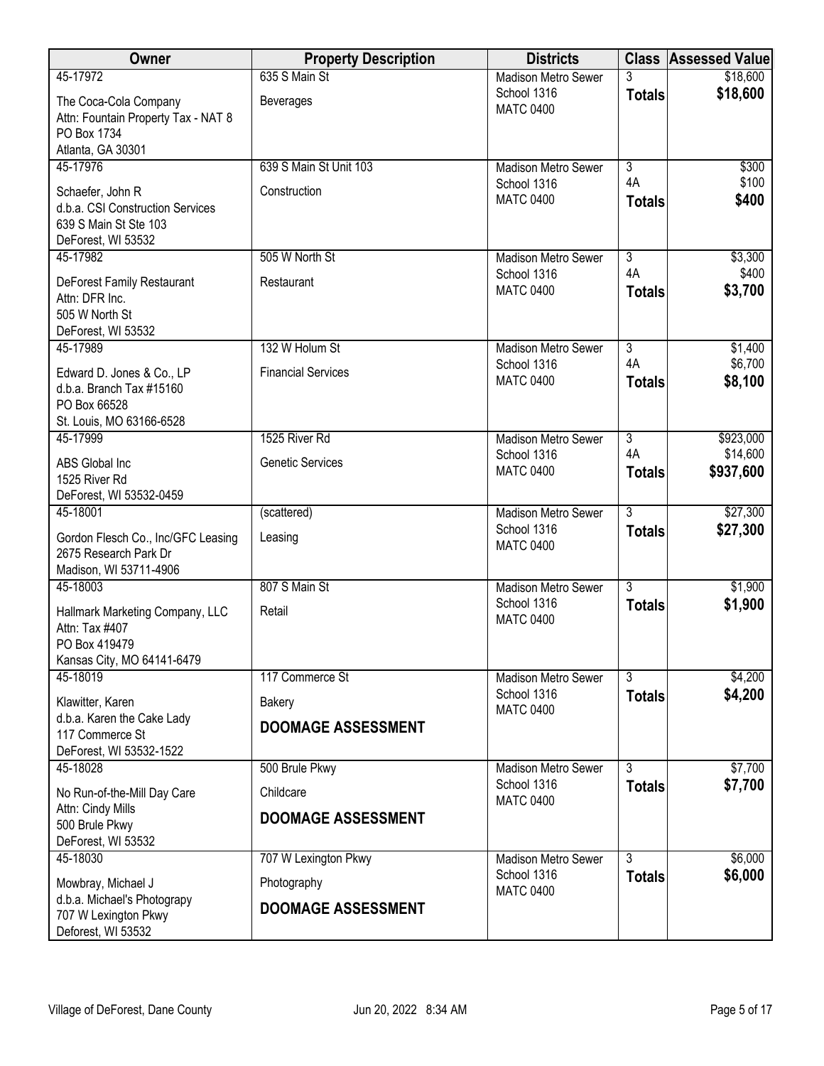| Owner | Property Description | Districts | Class | Assessed Value |
|---|---|---|---|---|
| 45-17972<br>The Coca-Cola Company<br>Attn: Fountain Property Tax - NAT 8<br>PO Box 1734<br>Atlanta, GA 30301 | 635 S Main St<br>Beverages | Madison Metro Sewer<br>School 1316<br>MATC 0400 | 3<br>**Totals** | $18,600<br>**$18,600** |
| 45-17976<br>Schaefer, John R<br>d.b.a. CSI Construction Services<br>639 S Main St Ste 103<br>DeForest, WI 53532 | 639 S Main St Unit 103<br>Construction | Madison Metro Sewer<br>School 1316<br>MATC 0400 | 3<br>4A<br>**Totals** | $300<br>$100<br>**$400** |
| 45-17982<br>DeForest Family Restaurant<br>Attn: DFR Inc.<br>505 W North St<br>DeForest, WI 53532 | 505 W North St<br>Restaurant | Madison Metro Sewer<br>School 1316<br>MATC 0400 | 3<br>4A<br>**Totals** | $3,300<br>$400<br>**$3,700** |
| 45-17989<br>Edward D. Jones & Co., LP<br>d.b.a. Branch Tax #15160<br>PO Box 66528<br>St. Louis, MO 63166-6528 | 132 W Holum St<br>Financial Services | Madison Metro Sewer<br>School 1316<br>MATC 0400 | 3<br>4A<br>**Totals** | $1,400<br>$6,700<br>**$8,100** |
| 45-17999<br>ABS Global Inc<br>1525 River Rd<br>DeForest, WI 53532-0459 | 1525 River Rd<br>Genetic Services | Madison Metro Sewer<br>School 1316<br>MATC 0400 | 3<br>4A<br>**Totals** | $923,000<br>$14,600<br>**$937,600** |
| 45-18001<br>Gordon Flesch Co., Inc/GFC Leasing<br>2675 Research Park Dr<br>Madison, WI 53711-4906 | (scattered)<br>Leasing | Madison Metro Sewer<br>School 1316<br>MATC 0400 | 3<br>**Totals** | $27,300<br>**$27,300** |
| 45-18003<br>Hallmark Marketing Company, LLC<br>Attn: Tax #407<br>PO Box 419479<br>Kansas City, MO 64141-6479 | 807 S Main St<br>Retail | Madison Metro Sewer<br>School 1316<br>MATC 0400 | 3<br>**Totals** | $1,900<br>**$1,900** |
| 45-18019<br>Klawitter, Karen<br>d.b.a. Karen the Cake Lady<br>117 Commerce St<br>DeForest, WI 53532-1522 | 117 Commerce St<br>Bakery<br>**DOOMAGE ASSESSMENT** | Madison Metro Sewer<br>School 1316<br>MATC 0400 | 3<br>**Totals** | $4,200<br>**$4,200** |
| 45-18028<br>No Run-of-the-Mill Day Care<br>Attn: Cindy Mills<br>500 Brule Pkwy<br>DeForest, WI 53532 | 500 Brule Pkwy<br>Childcare<br>**DOOMAGE ASSESSMENT** | Madison Metro Sewer<br>School 1316<br>MATC 0400 | 3<br>**Totals** | $7,700<br>**$7,700** |
| 45-18030<br>Mowbray, Michael J<br>d.b.a. Michael's Photograpy<br>707 W Lexington Pkwy<br>Deforest, WI 53532 | 707 W Lexington Pkwy<br>Photography<br>**DOOMAGE ASSESSMENT** | Madison Metro Sewer<br>School 1316<br>MATC 0400 | 3<br>**Totals** | $6,000<br>**$6,000** |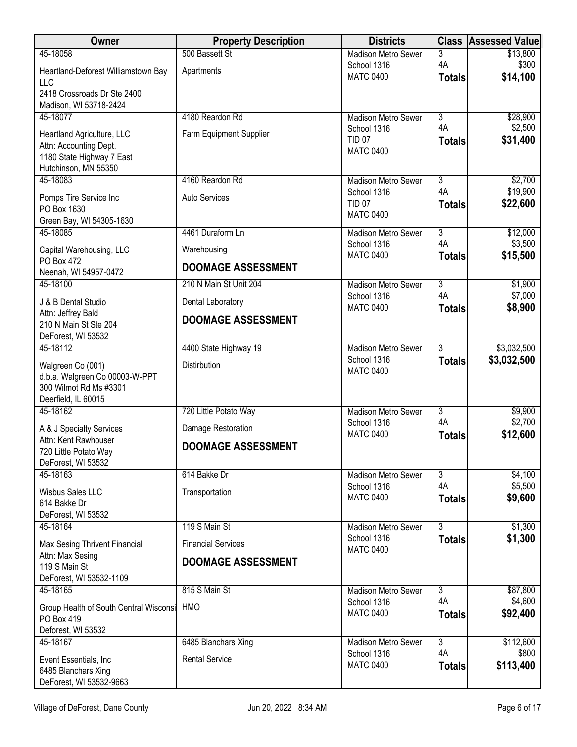| Owner | Property Description | Districts | Class | Assessed Value |
|---|---|---|---|---|
| 45-18058<br>Heartland-Deforest Williamstown Bay LLC<br>2418 Crossroads Dr Ste 2400<br>Madison, WI 53718-2424 | 500 Bassett St<br>Apartments | Madison Metro Sewer<br>School 1316<br>MATC 0400 | 3<br>4A<br>**Totals** | $13,800<br>$300<br>**$14,100** |
| 45-18077<br>Heartland Agriculture, LLC<br>Attn: Accounting Dept.<br>1180 State Highway 7 East<br>Hutchinson, MN 55350 | 4180 Reardon Rd<br>Farm Equipment Supplier | Madison Metro Sewer<br>School 1316<br>TID 07<br>MATC 0400 | 3<br>4A<br>**Totals** | $28,900<br>$2,500<br>**$31,400** |
| 45-18083<br>Pomps Tire Service Inc<br>PO Box 1630<br>Green Bay, WI 54305-1630 | 4160 Reardon Rd<br>Auto Services | Madison Metro Sewer<br>School 1316<br>TID 07<br>MATC 0400 | 3<br>4A<br>**Totals** | $2,700<br>$19,900<br>**$22,600** |
| 45-18085<br>Capital Warehousing, LLC<br>PO Box 472<br>Neenah, WI 54957-0472 | 4461 Duraform Ln<br>Warehousing<br>**DOOMAGE ASSESSMENT** | Madison Metro Sewer<br>School 1316<br>MATC 0400 | 3<br>4A<br>**Totals** | $12,000<br>$3,500<br>**$15,500** |
| 45-18100<br>J & B Dental Studio<br>Attn: Jeffrey Bald<br>210 N Main St Ste 204<br>DeForest, WI 53532 | 210 N Main St Unit 204<br>Dental Laboratory<br>**DOOMAGE ASSESSMENT** | Madison Metro Sewer<br>School 1316<br>MATC 0400 | 3<br>4A<br>**Totals** | $1,900<br>$7,000<br>**$8,900** |
| 45-18112<br>Walgreen Co (001)<br>d.b.a. Walgreen Co 00003-W-PPT<br>300 Wilmot Rd Ms #3301<br>Deerfield, IL 60015 | 4400 State Highway 19<br>Distirbution | Madison Metro Sewer<br>School 1316<br>MATC 0400 | 3<br>**Totals** | $3,032,500<br>**$3,032,500** |
| 45-18162<br>A & J Specialty Services<br>Attn: Kent Rawhouser<br>720 Little Potato Way<br>DeForest, WI 53532 | 720 Little Potato Way<br>Damage Restoration<br>**DOOMAGE ASSESSMENT** | Madison Metro Sewer<br>School 1316<br>MATC 0400 | 3<br>4A<br>**Totals** | $9,900<br>$2,700<br>**$12,600** |
| 45-18163<br>Wisbus Sales LLC<br>614 Bakke Dr<br>DeForest, WI 53532 | 614 Bakke Dr<br>Transportation | Madison Metro Sewer<br>School 1316<br>MATC 0400 | 3<br>4A<br>**Totals** | $4,100<br>$5,500<br>**$9,600** |
| 45-18164<br>Max Sesing Thrivent Financial<br>Attn: Max Sesing<br>119 S Main St<br>DeForest, WI 53532-1109 | 119 S Main St<br>Financial Services<br>**DOOMAGE ASSESSMENT** | Madison Metro Sewer<br>School 1316<br>MATC 0400 | 3<br>**Totals** | $1,300<br>**$1,300** |
| 45-18165<br>Group Health of South Central Wisconsi<br>PO Box 419<br>Deforest, WI 53532 | 815 S Main St<br>HMO | Madison Metro Sewer<br>School 1316<br>MATC 0400 | 3<br>4A<br>**Totals** | $87,800<br>$4,600<br>**$92,400** |
| 45-18167<br>Event Essentials, Inc<br>6485 Blanchars Xing<br>DeForest, WI 53532-9663 | 6485 Blanchars Xing<br>Rental Service | Madison Metro Sewer<br>School 1316<br>MATC 0400 | 3<br>4A<br>**Totals** | $112,600<br>$800<br>**$113,400** |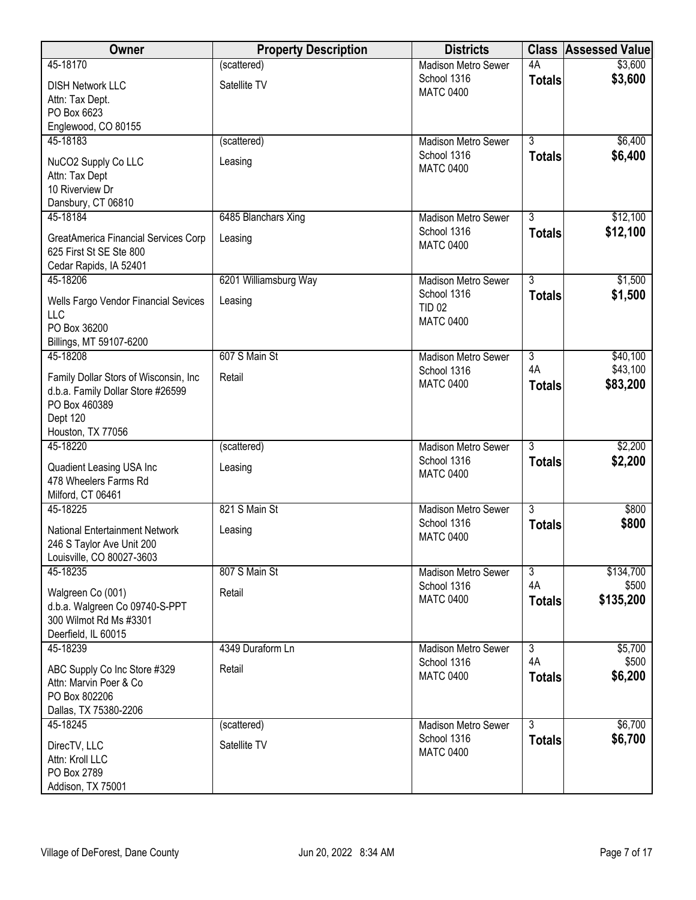| Owner | Property Description | Districts | Class | Assessed Value |
|---|---|---|---|---|
| 45-18170<br>DISH Network LLC<br>Attn: Tax Dept.<br>PO Box 6623<br>Englewood, CO 80155 | (scattered)<br>Satellite TV | Madison Metro Sewer<br>School 1316<br>MATC 0400 | 4A<br>**Totals** | $3,600<br>**$3,600** |
| 45-18183<br>NuCO2 Supply Co LLC<br>Attn: Tax Dept<br>10 Riverview Dr<br>Dansbury, CT 06810 | (scattered)<br>Leasing | Madison Metro Sewer<br>School 1316<br>MATC 0400 | 3<br>**Totals** | $6,400<br>**$6,400** |
| 45-18184<br>GreatAmerica Financial Services Corp<br>625 First St SE Ste 800<br>Cedar Rapids, IA 52401 | 6485 Blanchars Xing<br>Leasing | Madison Metro Sewer<br>School 1316<br>MATC 0400 | 3<br>**Totals** | $12,100<br>**$12,100** |
| 45-18206<br>Wells Fargo Vendor Financial Sevices LLC<br>PO Box 36200<br>Billings, MT 59107-6200 | 6201 Williamsburg Way<br>Leasing | Madison Metro Sewer<br>School 1316<br>TID 02<br>MATC 0400 | 3<br>**Totals** | $1,500<br>**$1,500** |
| 45-18208<br>Family Dollar Stors of Wisconsin, Inc<br>d.b.a. Family Dollar Store #26599<br>PO Box 460389<br>Dept 120<br>Houston, TX 77056 | 607 S Main St<br>Retail | Madison Metro Sewer<br>School 1316<br>MATC 0400 | 3<br>4A<br>**Totals** | $40,100<br>$43,100<br>**$83,200** |
| 45-18220<br>Quadient Leasing USA Inc<br>478 Wheelers Farms Rd<br>Milford, CT 06461 | (scattered)<br>Leasing | Madison Metro Sewer<br>School 1316<br>MATC 0400 | 3<br>**Totals** | $2,200<br>**$2,200** |
| 45-18225<br>National Entertainment Network<br>246 S Taylor Ave Unit 200<br>Louisville, CO 80027-3603 | 821 S Main St<br>Leasing | Madison Metro Sewer<br>School 1316<br>MATC 0400 | 3<br>**Totals** | $800<br>**$800** |
| 45-18235<br>Walgreen Co (001)<br>d.b.a. Walgreen Co 09740-S-PPT<br>300 Wilmot Rd Ms #3301<br>Deerfield, IL 60015 | 807 S Main St<br>Retail | Madison Metro Sewer<br>School 1316<br>MATC 0400 | 3<br>4A<br>**Totals** | $134,700<br>$500<br>**$135,200** |
| 45-18239<br>ABC Supply Co Inc Store #329<br>Attn: Marvin Poer & Co<br>PO Box 802206<br>Dallas, TX 75380-2206 | 4349 Duraform Ln<br>Retail | Madison Metro Sewer<br>School 1316<br>MATC 0400 | 3<br>4A<br>**Totals** | $5,700<br>$500<br>**$6,200** |
| 45-18245<br>DirecTV, LLC<br>Attn: Kroll LLC<br>PO Box 2789<br>Addison, TX 75001 | (scattered)<br>Satellite TV | Madison Metro Sewer<br>School 1316<br>MATC 0400 | 3<br>**Totals** | $6,700<br>**$6,700** |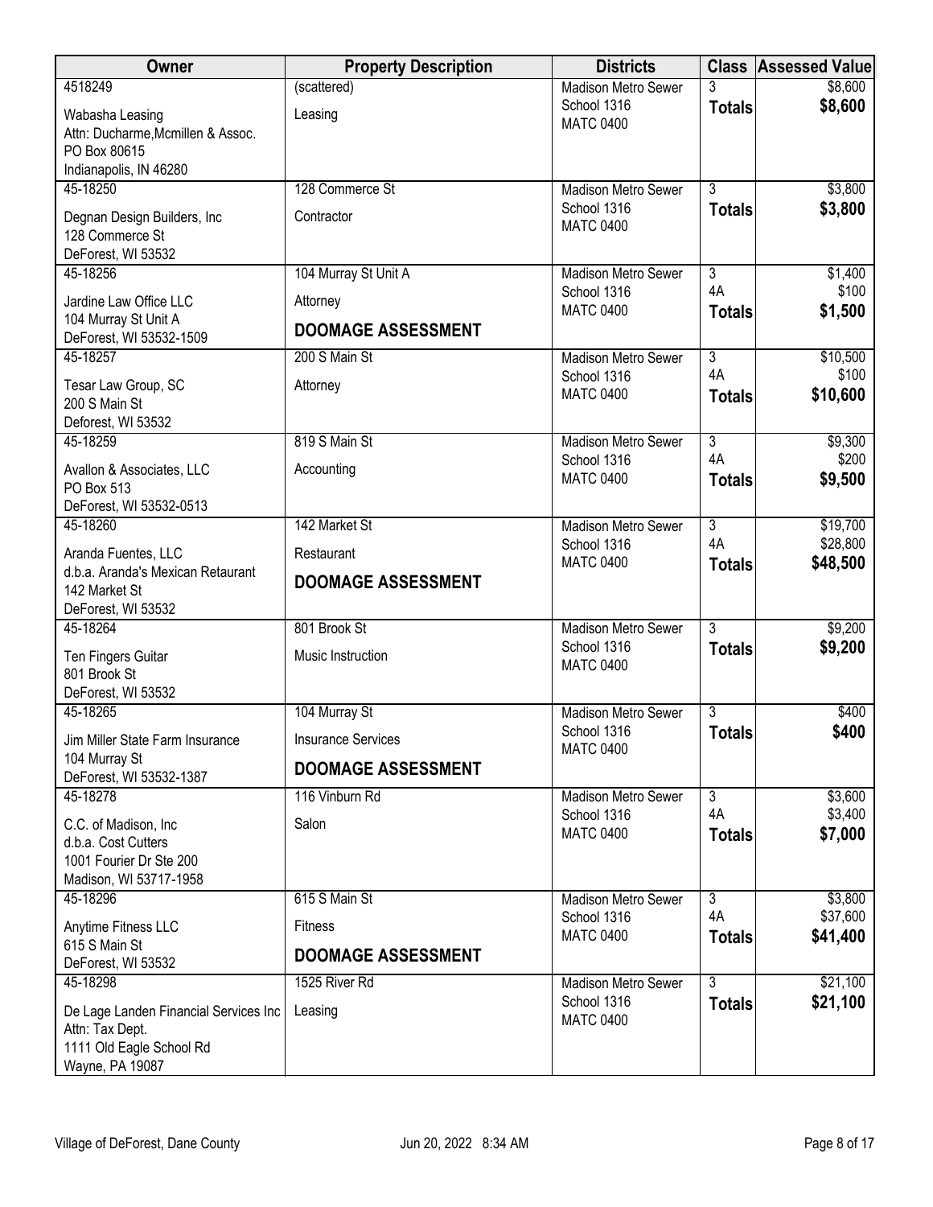| Owner | Property Description | Districts | Class | Assessed Value |
|---|---|---|---|---|
| 4518249<br>Wabasha Leasing<br>Attn: Ducharme,Mcmillen & Assoc.<br>PO Box 80615<br>Indianapolis, IN 46280 | (scattered)<br>Leasing | Madison Metro Sewer<br>School 1316<br>MATC 0400 | 3<br>**Totals** | $8,600<br>**$8,600** |
| 45-18250<br>Degnan Design Builders, Inc<br>128 Commerce St<br>DeForest, WI 53532 | 128 Commerce St<br>Contractor | Madison Metro Sewer<br>School 1316<br>MATC 0400 | 3<br>**Totals** | $3,800<br>**$3,800** |
| 45-18256<br>Jardine Law Office LLC<br>104 Murray St Unit A<br>DeForest, WI 53532-1509 | 104 Murray St Unit A<br>Attorney<br>**DOOMAGE ASSESSMENT** | Madison Metro Sewer<br>School 1316<br>MATC 0400 | 3<br>4A<br>**Totals** | $1,400<br>$100<br>**$1,500** |
| 45-18257<br>Tesar Law Group, SC<br>200 S Main St<br>Deforest, WI 53532 | 200 S Main St<br>Attorney | Madison Metro Sewer<br>School 1316<br>MATC 0400 | 3<br>4A<br>**Totals** | $10,500<br>$100<br>**$10,600** |
| 45-18259<br>Avallon & Associates, LLC<br>PO Box 513<br>DeForest, WI 53532-0513 | 819 S Main St<br>Accounting | Madison Metro Sewer<br>School 1316<br>MATC 0400 | 3<br>4A<br>**Totals** | $9,300<br>$200<br>**$9,500** |
| 45-18260<br>Aranda Fuentes, LLC<br>d.b.a. Aranda's Mexican Retaurant<br>142 Market St<br>DeForest, WI 53532 | 142 Market St<br>Restaurant<br>**DOOMAGE ASSESSMENT** | Madison Metro Sewer<br>School 1316<br>MATC 0400 | 3<br>4A<br>**Totals** | $19,700<br>$28,800<br>**$48,500** |
| 45-18264<br>Ten Fingers Guitar<br>801 Brook St<br>DeForest, WI 53532 | 801 Brook St<br>Music Instruction | Madison Metro Sewer<br>School 1316<br>MATC 0400 | 3<br>**Totals** | $9,200<br>**$9,200** |
| 45-18265<br>Jim Miller State Farm Insurance<br>104 Murray St<br>DeForest, WI 53532-1387 | 104 Murray St<br>Insurance Services<br>**DOOMAGE ASSESSMENT** | Madison Metro Sewer<br>School 1316<br>MATC 0400 | 3<br>**Totals** | $400<br>**$400** |
| 45-18278<br>C.C. of Madison, Inc<br>d.b.a. Cost Cutters<br>1001 Fourier Dr Ste 200<br>Madison, WI 53717-1958 | 116 Vinburn Rd<br>Salon | Madison Metro Sewer<br>School 1316<br>MATC 0400 | 3<br>4A<br>**Totals** | $3,600<br>$3,400<br>**$7,000** |
| 45-18296<br>Anytime Fitness LLC<br>615 S Main St<br>DeForest, WI 53532 | 615 S Main St<br>Fitness<br>**DOOMAGE ASSESSMENT** | Madison Metro Sewer<br>School 1316<br>MATC 0400 | 3<br>4A<br>**Totals** | $3,800<br>$37,600<br>**$41,400** |
| 45-18298<br>De Lage Landen Financial Services Inc<br>Attn: Tax Dept.<br>1111 Old Eagle School Rd<br>Wayne, PA 19087 | 1525 River Rd<br>Leasing | Madison Metro Sewer<br>School 1316<br>MATC 0400 | 3<br>**Totals** | $21,100<br>**$21,100** |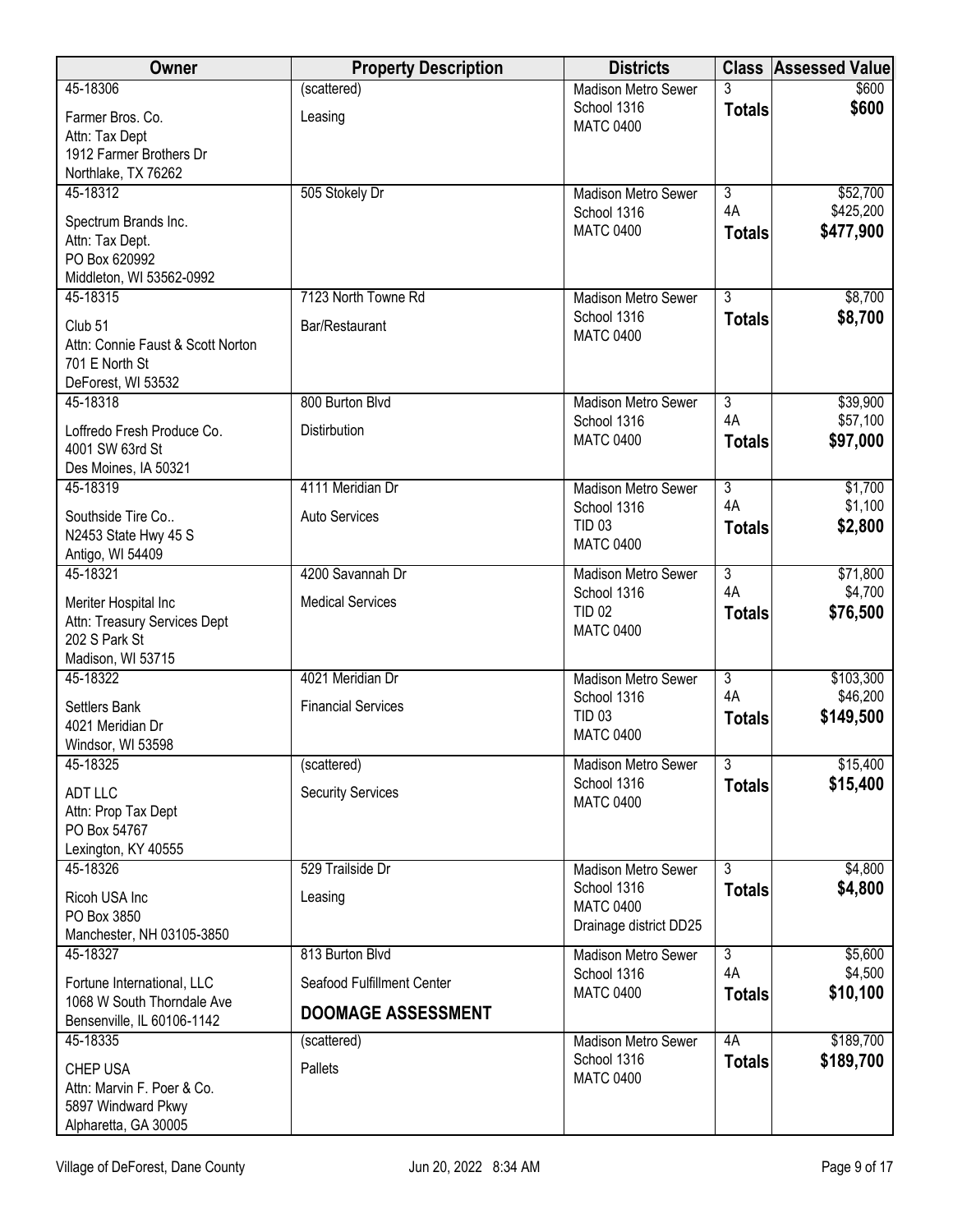| Owner | Property Description | Districts | Class | Assessed Value |
|---|---|---|---|---|
| 45-18306<br>Farmer Bros. Co.<br>Attn: Tax Dept<br>1912 Farmer Brothers Dr<br>Northlake, TX 76262 | (scattered)<br>Leasing | Madison Metro Sewer<br>School 1316<br>MATC 0400 | 3<br>**Totals** | $600<br>**$600** |
| 45-18312<br>Spectrum Brands Inc.<br>Attn: Tax Dept.<br>PO Box 620992<br>Middleton, WI 53562-0992 | 505 Stokely Dr | Madison Metro Sewer<br>School 1316<br>MATC 0400 | 3<br>4A<br>**Totals** | $52,700<br>$425,200<br>**$477,900** |
| 45-18315<br>Club 51<br>Attn: Connie Faust & Scott Norton<br>701 E North St<br>DeForest, WI 53532 | 7123 North Towne Rd<br>Bar/Restaurant | Madison Metro Sewer<br>School 1316<br>MATC 0400 | 3<br>**Totals** | $8,700<br>**$8,700** |
| 45-18318<br>Loffredo Fresh Produce Co.<br>4001 SW 63rd St<br>Des Moines, IA 50321 | 800 Burton Blvd<br>Distirbution | Madison Metro Sewer<br>School 1316<br>MATC 0400 | 3<br>4A<br>**Totals** | $39,900<br>$57,100<br>**$97,000** |
| 45-18319<br>Southside Tire Co..<br>N2453 State Hwy 45 S<br>Antigo, WI 54409 | 4111 Meridian Dr<br>Auto Services | Madison Metro Sewer<br>School 1316<br>TID 03<br>MATC 0400 | 3<br>4A<br>**Totals** | $1,700<br>$1,100<br>**$2,800** |
| 45-18321<br>Meriter Hospital Inc<br>Attn: Treasury Services Dept<br>202 S Park St<br>Madison, WI 53715 | 4200 Savannah Dr<br>Medical Services | Madison Metro Sewer<br>School 1316<br>TID 02<br>MATC 0400 | 3<br>4A<br>**Totals** | $71,800<br>$4,700<br>**$76,500** |
| 45-18322<br>Settlers Bank<br>4021 Meridian Dr<br>Windsor, WI 53598 | 4021 Meridian Dr<br>Financial Services | Madison Metro Sewer<br>School 1316<br>TID 03<br>MATC 0400 | 3<br>4A<br>**Totals** | $103,300<br>$46,200<br>**$149,500** |
| 45-18325<br>ADT LLC<br>Attn: Prop Tax Dept<br>PO Box 54767<br>Lexington, KY 40555 | (scattered)<br>Security Services | Madison Metro Sewer<br>School 1316<br>MATC 0400 | 3<br>**Totals** | $15,400<br>**$15,400** |
| 45-18326<br>Ricoh USA Inc<br>PO Box 3850<br>Manchester, NH 03105-3850 | 529 Trailside Dr<br>Leasing | Madison Metro Sewer<br>School 1316<br>MATC 0400<br>Drainage district DD25 | 3<br>**Totals** | $4,800<br>**$4,800** |
| 45-18327<br>Fortune International, LLC<br>1068 W South Thorndale Ave<br>Bensenville, IL 60106-1142 | 813 Burton Blvd<br>Seafood Fulfillment Center<br>**DOOMAGE ASSESSMENT** | Madison Metro Sewer<br>School 1316<br>MATC 0400 | 3<br>4A<br>**Totals** | $5,600<br>$4,500<br>**$10,100** |
| 45-18335<br>CHEP USA<br>Attn: Marvin F. Poer & Co.<br>5897 Windward Pkwy<br>Alpharetta, GA 30005 | (scattered)<br>Pallets | Madison Metro Sewer<br>School 1316<br>MATC 0400 | 4A<br>**Totals** | $189,700<br>**$189,700** |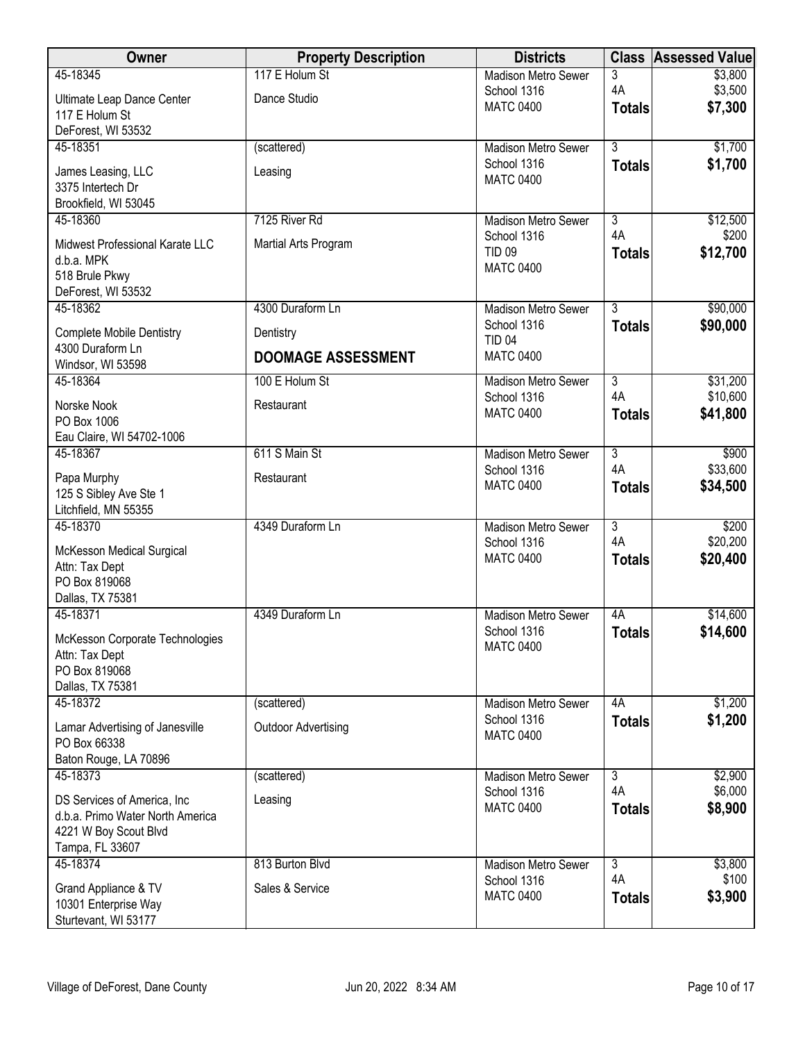| Owner | Property Description | Districts | Class | Assessed Value |
|---|---|---|---|---|
| 45-18345<br>Ultimate Leap Dance Center<br>117 E Holum St<br>DeForest, WI 53532 | 117 E Holum St<br>Dance Studio | Madison Metro Sewer<br>School 1316<br>MATC 0400 | 3<br>4A<br>**Totals** | $3,800<br>$3,500<br>**$7,300** |
| 45-18351<br>James Leasing, LLC<br>3375 Intertech Dr<br>Brookfield, WI 53045 | (scattered)<br>Leasing | Madison Metro Sewer<br>School 1316<br>MATC 0400 | 3<br>**Totals** | $1,700<br>**$1,700** |
| 45-18360<br>Midwest Professional Karate LLC<br>d.b.a. MPK<br>518 Brule Pkwy<br>DeForest, WI 53532 | 7125 River Rd<br>Martial Arts Program | Madison Metro Sewer<br>School 1316<br>TID 09<br>MATC 0400 | 3<br>4A<br>**Totals** | $12,500<br>$200<br>**$12,700** |
| 45-18362<br>Complete Mobile Dentistry<br>4300 Duraform Ln<br>Windsor, WI 53598 | 4300 Duraform Ln<br>Dentistry<br>**DOOMAGE ASSESSMENT** | Madison Metro Sewer<br>School 1316<br>TID 04<br>MATC 0400 | 3<br>**Totals** | $90,000<br>**$90,000** |
| 45-18364<br>Norske Nook<br>PO Box 1006<br>Eau Claire, WI 54702-1006 | 100 E Holum St<br>Restaurant | Madison Metro Sewer<br>School 1316<br>MATC 0400 | 3<br>4A<br>**Totals** | $31,200<br>$10,600<br>**$41,800** |
| 45-18367<br>Papa Murphy<br>125 S Sibley Ave Ste 1<br>Litchfield, MN 55355 | 611 S Main St<br>Restaurant | Madison Metro Sewer<br>School 1316<br>MATC 0400 | 3<br>4A<br>**Totals** | $900<br>$33,600<br>**$34,500** |
| 45-18370<br>McKesson Medical Surgical<br>Attn: Tax Dept<br>PO Box 819068<br>Dallas, TX 75381 | 4349 Duraform Ln | Madison Metro Sewer<br>School 1316<br>MATC 0400 | 3<br>4A<br>**Totals** | $200<br>$20,200<br>**$20,400** |
| 45-18371<br>McKesson Corporate Technologies<br>Attn: Tax Dept<br>PO Box 819068<br>Dallas, TX 75381 | 4349 Duraform Ln | Madison Metro Sewer<br>School 1316<br>MATC 0400 | 4A<br>**Totals** | $14,600<br>**$14,600** |
| 45-18372<br>Lamar Advertising of Janesville<br>PO Box 66338<br>Baton Rouge, LA 70896 | (scattered)<br>Outdoor Advertising | Madison Metro Sewer<br>School 1316<br>MATC 0400 | 4A<br>**Totals** | $1,200<br>**$1,200** |
| 45-18373<br>DS Services of America, Inc<br>d.b.a. Primo Water North America<br>4221 W Boy Scout Blvd<br>Tampa, FL 33607 | (scattered)<br>Leasing | Madison Metro Sewer<br>School 1316<br>MATC 0400 | 3<br>4A<br>**Totals** | $2,900<br>$6,000<br>**$8,900** |
| 45-18374<br>Grand Appliance & TV<br>10301 Enterprise Way<br>Sturtevant, WI 53177 | 813 Burton Blvd<br>Sales & Service | Madison Metro Sewer<br>School 1316<br>MATC 0400 | 3<br>4A<br>**Totals** | $3,800<br>$100<br>**$3,900** |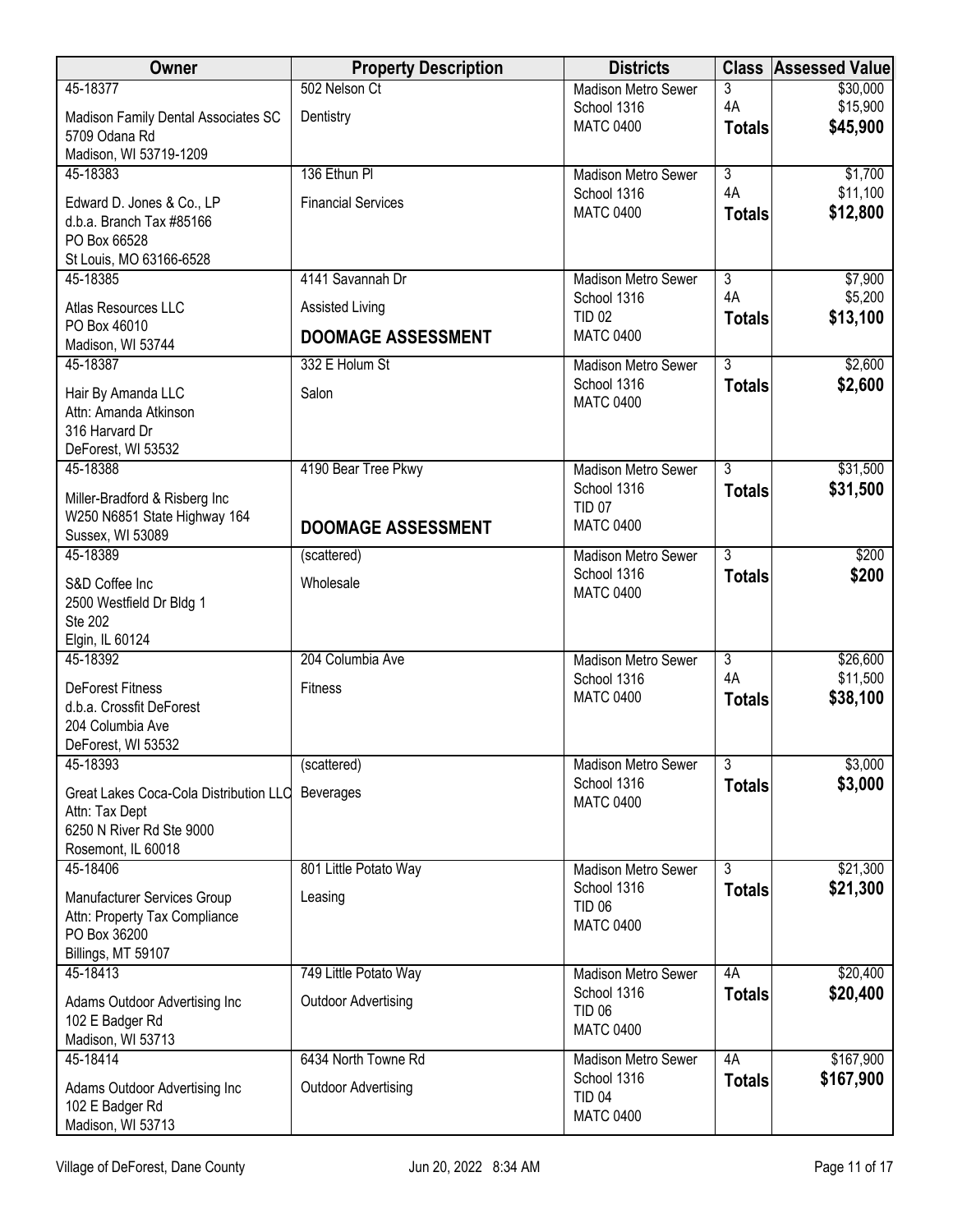| Owner | Property Description | Districts | Class | Assessed Value |
|---|---|---|---|---|
| 45-18377<br>Madison Family Dental Associates SC<br>5709 Odana Rd<br>Madison, WI 53719-1209 | 502 Nelson Ct<br>Dentistry | Madison Metro Sewer<br>School 1316<br>MATC 0400 | 3<br>4A<br>**Totals** | \$30,000<br>\$15,900<br>**\$45,900** |
| 45-18383<br>Edward D. Jones & Co., LP<br>d.b.a. Branch Tax #85166<br>PO Box 66528<br>St Louis, MO 63166-6528 | 136 Ethun Pl<br>Financial Services | Madison Metro Sewer<br>School 1316<br>MATC 0400 | 3<br>4A<br>**Totals** | \$1,700<br>\$11,100<br>**\$12,800** |
| 45-18385<br>Atlas Resources LLC<br>PO Box 46010<br>Madison, WI 53744 | 4141 Savannah Dr<br>Assisted Living<br>**DOOMAGE ASSESSMENT** | Madison Metro Sewer<br>School 1316<br>TID 02<br>MATC 0400 | 3<br>4A<br>**Totals** | \$7,900<br>\$5,200<br>**\$13,100** |
| 45-18387<br>Hair By Amanda LLC<br>Attn: Amanda Atkinson<br>316 Harvard Dr<br>DeForest, WI 53532 | 332 E Holum St<br>Salon | Madison Metro Sewer<br>School 1316<br>MATC 0400 | 3<br>**Totals** | \$2,600<br>**\$2,600** |
| 45-18388<br>Miller-Bradford & Risberg Inc<br>W250 N6851 State Highway 164<br>Sussex, WI 53089 | 4190 Bear Tree Pkwy<br>**DOOMAGE ASSESSMENT** | Madison Metro Sewer<br>School 1316<br>TID 07<br>MATC 0400 | 3<br>**Totals** | \$31,500<br>**\$31,500** |
| 45-18389<br>S&D Coffee Inc<br>2500 Westfield Dr Bldg 1<br>Ste 202<br>Elgin, IL 60124 | (scattered)<br>Wholesale | Madison Metro Sewer<br>School 1316<br>MATC 0400 | 3<br>**Totals** | \$200<br>**\$200** |
| 45-18392<br>DeForest Fitness<br>d.b.a. Crossfit DeForest<br>204 Columbia Ave<br>DeForest, WI 53532 | 204 Columbia Ave<br>Fitness | Madison Metro Sewer<br>School 1316<br>MATC 0400 | 3<br>4A<br>**Totals** | \$26,600<br>\$11,500<br>**\$38,100** |
| 45-18393<br>Great Lakes Coca-Cola Distribution LLC<br>Attn: Tax Dept<br>6250 N River Rd Ste 9000<br>Rosemont, IL 60018 | (scattered)<br>Beverages | Madison Metro Sewer<br>School 1316<br>MATC 0400 | 3<br>**Totals** | \$3,000<br>**\$3,000** |
| 45-18406<br>Manufacturer Services Group<br>Attn: Property Tax Compliance<br>PO Box 36200<br>Billings, MT 59107 | 801 Little Potato Way<br>Leasing | Madison Metro Sewer<br>School 1316<br>TID 06<br>MATC 0400 | 3<br>**Totals** | \$21,300<br>**\$21,300** |
| 45-18413<br>Adams Outdoor Advertising Inc<br>102 E Badger Rd<br>Madison, WI 53713 | 749 Little Potato Way<br>Outdoor Advertising | Madison Metro Sewer<br>School 1316<br>TID 06<br>MATC 0400 | 4A<br>**Totals** | \$20,400<br>**\$20,400** |
| 45-18414<br>Adams Outdoor Advertising Inc<br>102 E Badger Rd<br>Madison, WI 53713 | 6434 North Towne Rd<br>Outdoor Advertising | Madison Metro Sewer<br>School 1316<br>TID 04<br>MATC 0400 | 4A<br>**Totals** | \$167,900<br>**\$167,900** |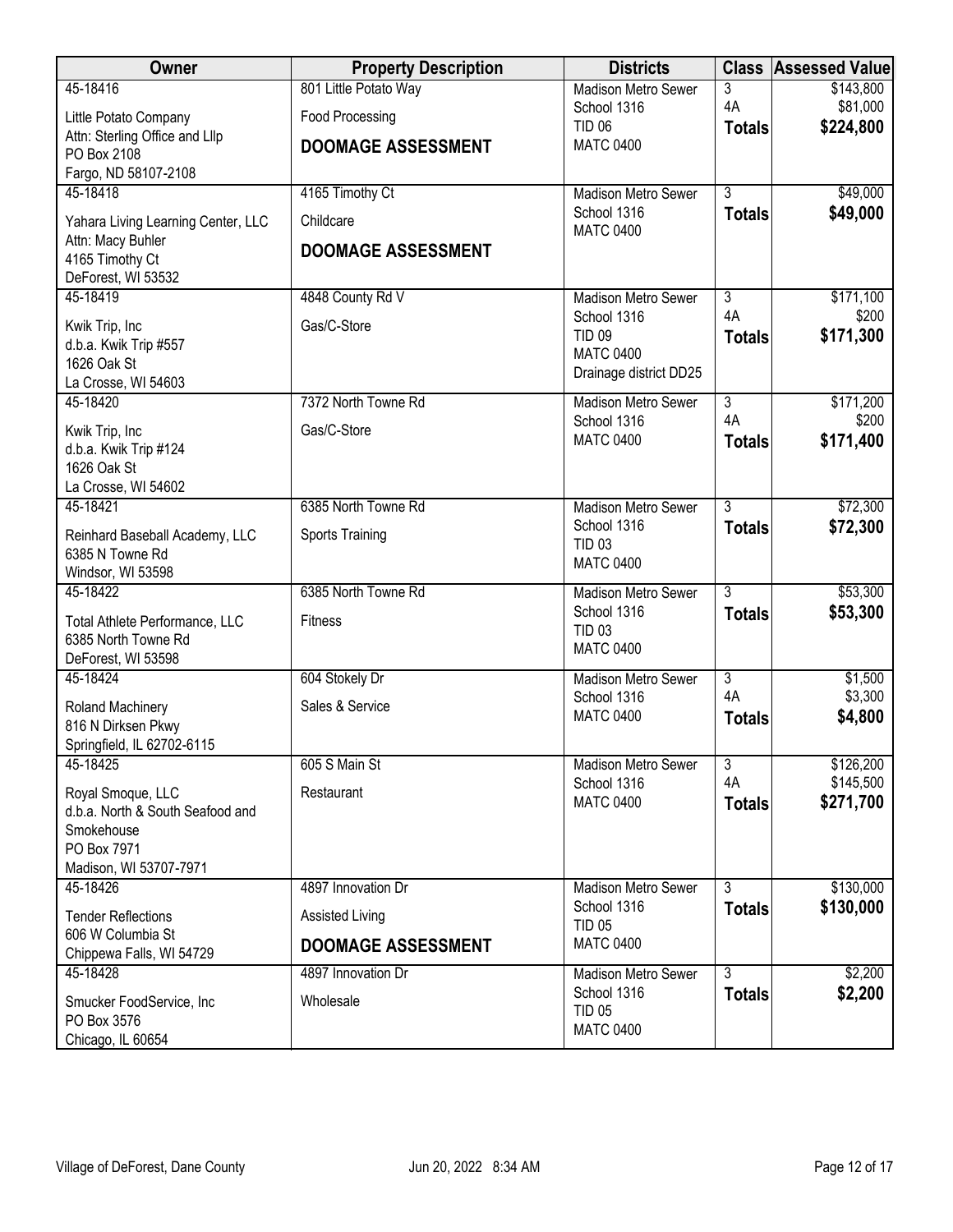| Owner | Property Description | Districts | Class | Assessed Value |
|---|---|---|---|---|
| 45-18416<br>Little Potato Company<br>Attn: Sterling Office and Lllp<br>PO Box 2108<br>Fargo, ND 58107-2108 | 801 Little Potato Way<br>Food Processing<br>**DOOMAGE ASSESSMENT** | Madison Metro Sewer<br>School 1316<br>TID 06<br>MATC 0400 | 3<br>4A<br>**Totals** | $143,800<br>$81,000<br>**$224,800** |
| 45-18418<br>Yahara Living Learning Center, LLC<br>Attn: Macy Buhler<br>4165 Timothy Ct<br>DeForest, WI 53532 | 4165 Timothy Ct<br>Childcare<br>**DOOMAGE ASSESSMENT** | Madison Metro Sewer<br>School 1316<br>MATC 0400 | 3<br>**Totals** | $49,000<br>**$49,000** |
| 45-18419<br>Kwik Trip, Inc<br>d.b.a. Kwik Trip #557<br>1626 Oak St<br>La Crosse, WI 54603 | 4848 County Rd V<br>Gas/C-Store | Madison Metro Sewer<br>School 1316<br>TID 09<br>MATC 0400<br>Drainage district DD25 | 3<br>4A<br>**Totals** | $171,100<br>$200<br>**$171,300** |
| 45-18420<br>Kwik Trip, Inc<br>d.b.a. Kwik Trip #124<br>1626 Oak St<br>La Crosse, WI 54602 | 7372 North Towne Rd<br>Gas/C-Store | Madison Metro Sewer<br>School 1316<br>MATC 0400 | 3<br>4A<br>**Totals** | $171,200<br>$200<br>**$171,400** |
| 45-18421<br>Reinhard Baseball Academy, LLC<br>6385 N Towne Rd<br>Windsor, WI 53598 | 6385 North Towne Rd<br>Sports Training | Madison Metro Sewer<br>School 1316<br>TID 03<br>MATC 0400 | 3<br>**Totals** | $72,300<br>**$72,300** |
| 45-18422<br>Total Athlete Performance, LLC<br>6385 North Towne Rd<br>DeForest, WI 53598 | 6385 North Towne Rd<br>Fitness | Madison Metro Sewer<br>School 1316<br>TID 03<br>MATC 0400 | 3<br>**Totals** | $53,300<br>**$53,300** |
| 45-18424<br>Roland Machinery<br>816 N Dirksen Pkwy<br>Springfield, IL 62702-6115 | 604 Stokely Dr<br>Sales & Service | Madison Metro Sewer<br>School 1316<br>MATC 0400 | 3<br>4A<br>**Totals** | $1,500<br>$3,300<br>**$4,800** |
| 45-18425<br>Royal Smoque, LLC<br>d.b.a. North & South Seafood and Smokehouse<br>PO Box 7971<br>Madison, WI 53707-7971 | 605 S Main St<br>Restaurant | Madison Metro Sewer<br>School 1316<br>MATC 0400 | 3<br>4A<br>**Totals** | $126,200<br>$145,500<br>**$271,700** |
| 45-18426<br>Tender Reflections<br>606 W Columbia St<br>Chippewa Falls, WI 54729 | 4897 Innovation Dr<br>Assisted Living<br>**DOOMAGE ASSESSMENT** | Madison Metro Sewer<br>School 1316<br>TID 05<br>MATC 0400 | 3<br>**Totals** | $130,000<br>**$130,000** |
| 45-18428<br>Smucker FoodService, Inc<br>PO Box 3576<br>Chicago, IL 60654 | 4897 Innovation Dr<br>Wholesale | Madison Metro Sewer<br>School 1316<br>TID 05<br>MATC 0400 | 3<br>**Totals** | $2,200<br>**$2,200** |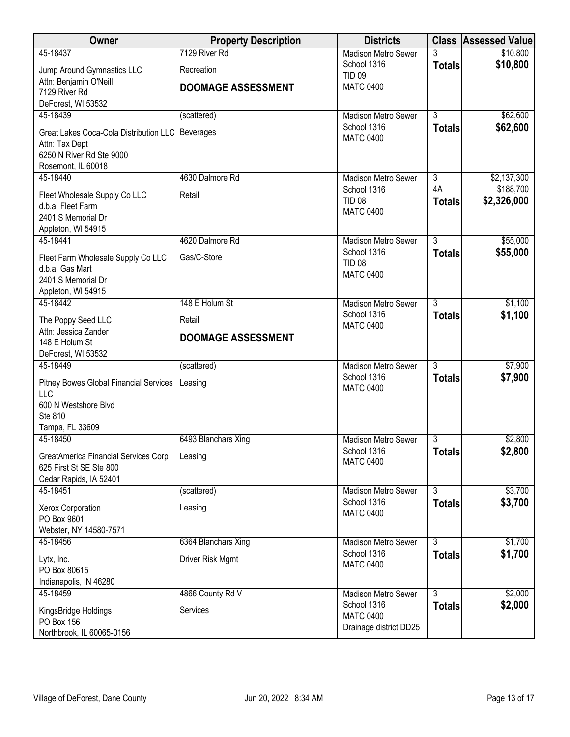| Owner | Property Description | Districts | Class | Assessed Value |
|---|---|---|---|---|
| 45-18437<br>Jump Around Gymnastics LLC<br>Attn: Benjamin O'Neill<br>7129 River Rd<br>DeForest, WI 53532 | 7129 River Rd<br>Recreation<br>**DOOMAGE ASSESSMENT** | Madison Metro Sewer<br>School 1316<br>TID 09<br>MATC 0400 | 3<br>**Totals** | $10,800<br>**$10,800** |
| 45-18439<br>Great Lakes Coca-Cola Distribution LLC<br>Attn: Tax Dept<br>6250 N River Rd Ste 9000<br>Rosemont, IL 60018 | (scattered)<br>Beverages | Madison Metro Sewer<br>School 1316<br>MATC 0400 | 3<br>**Totals** | $62,600<br>**$62,600** |
| 45-18440<br>Fleet Wholesale Supply Co LLC<br>d.b.a. Fleet Farm<br>2401 S Memorial Dr<br>Appleton, WI 54915 | 4630 Dalmore Rd<br>Retail | Madison Metro Sewer<br>School 1316<br>TID 08<br>MATC 0400 | 3<br>4A<br>**Totals** | $2,137,300<br>$188,700<br>**$2,326,000** |
| 45-18441<br>Fleet Farm Wholesale Supply Co LLC<br>d.b.a. Gas Mart<br>2401 S Memorial Dr<br>Appleton, WI 54915 | 4620 Dalmore Rd<br>Gas/C-Store | Madison Metro Sewer<br>School 1316<br>TID 08<br>MATC 0400 | 3<br>**Totals** | $55,000<br>**$55,000** |
| 45-18442<br>The Poppy Seed LLC<br>Attn: Jessica Zander<br>148 E Holum St<br>DeForest, WI 53532 | 148 E Holum St<br>Retail<br>**DOOMAGE ASSESSMENT** | Madison Metro Sewer<br>School 1316<br>MATC 0400 | 3<br>**Totals** | $1,100<br>**$1,100** |
| 45-18449<br>Pitney Bowes Global Financial Services LLC<br>600 N Westshore Blvd<br>Ste 810<br>Tampa, FL 33609 | (scattered)<br>Leasing | Madison Metro Sewer<br>School 1316<br>MATC 0400 | 3<br>**Totals** | $7,900<br>**$7,900** |
| 45-18450<br>GreatAmerica Financial Services Corp<br>625 First St SE Ste 800<br>Cedar Rapids, IA 52401 | 6493 Blanchars Xing<br>Leasing | Madison Metro Sewer<br>School 1316<br>MATC 0400 | 3<br>**Totals** | $2,800<br>**$2,800** |
| 45-18451<br>Xerox Corporation<br>PO Box 9601<br>Webster, NY 14580-7571 | (scattered)<br>Leasing | Madison Metro Sewer<br>School 1316<br>MATC 0400 | 3<br>**Totals** | $3,700<br>**$3,700** |
| 45-18456<br>Lytx, Inc.<br>PO Box 80615<br>Indianapolis, IN 46280 | 6364 Blanchars Xing<br>Driver Risk Mgmt | Madison Metro Sewer<br>School 1316<br>MATC 0400 | 3<br>**Totals** | $1,700<br>**$1,700** |
| 45-18459<br>KingsBridge Holdings<br>PO Box 156<br>Northbrook, IL 60065-0156 | 4866 County Rd V<br>Services | Madison Metro Sewer<br>School 1316<br>MATC 0400<br>Drainage district DD25 | 3<br>**Totals** | $2,000<br>**$2,000** |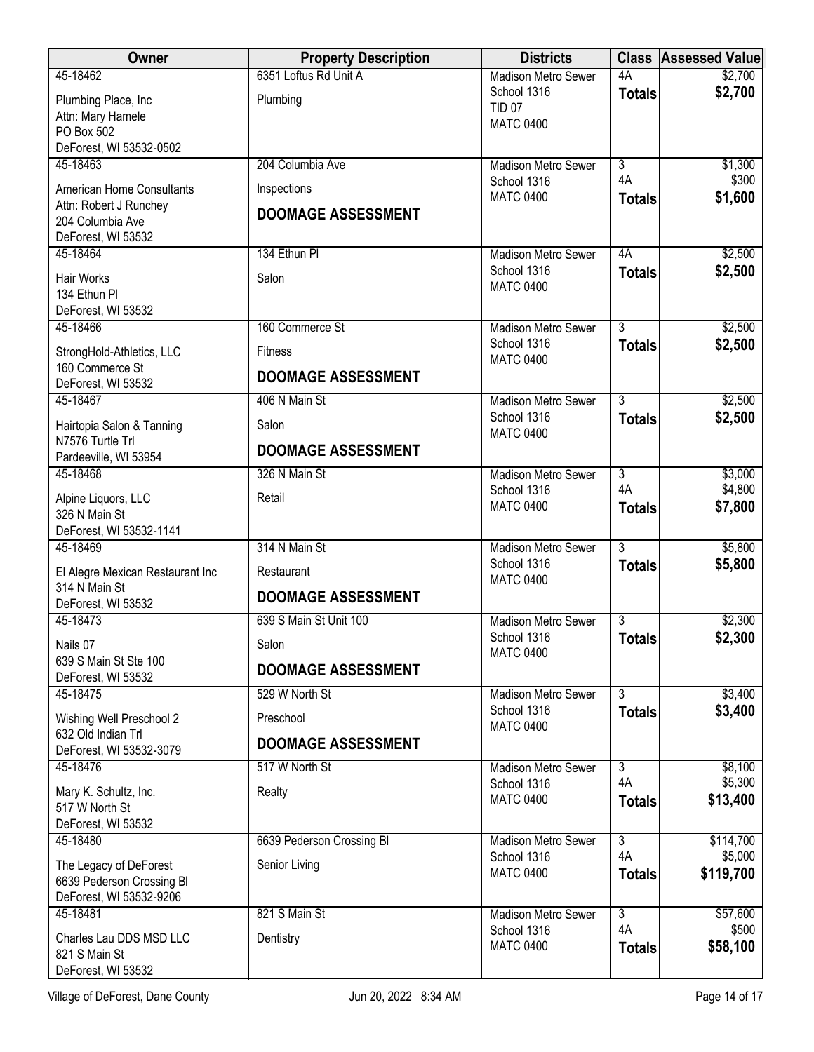| Owner | Property Description | Districts | Class | Assessed Value |
|---|---|---|---|---|
| 45-18462<br>Plumbing Place, Inc<br>Attn: Mary Hamele<br>PO Box 502<br>DeForest, WI 53532-0502 | 6351 Loftus Rd Unit A<br>Plumbing | Madison Metro Sewer<br>School 1316<br>TID 07<br>MATC 0400 | 4A<br>**Totals** | $2,700<br>**$2,700** |
| 45-18463<br>American Home Consultants<br>Attn: Robert J Runchey<br>204 Columbia Ave<br>DeForest, WI 53532 | 204 Columbia Ave<br>Inspections<br>**DOOMAGE ASSESSMENT** | Madison Metro Sewer<br>School 1316<br>MATC 0400 | 3<br>4A<br>**Totals** | $1,300<br>$300<br>**$1,600** |
| 45-18464<br>Hair Works<br>134 Ethun Pl<br>DeForest, WI 53532 | 134 Ethun Pl<br>Salon | Madison Metro Sewer<br>School 1316<br>MATC 0400 | 4A<br>**Totals** | $2,500<br>**$2,500** |
| 45-18466<br>StrongHold-Athletics, LLC<br>160 Commerce St<br>DeForest, WI 53532 | 160 Commerce St<br>Fitness<br>**DOOMAGE ASSESSMENT** | Madison Metro Sewer<br>School 1316<br>MATC 0400 | 3<br>**Totals** | $2,500<br>**$2,500** |
| 45-18467<br>Hairtopia Salon & Tanning<br>N7576 Turtle Trl<br>Pardeeville, WI 53954 | 406 N Main St<br>Salon<br>**DOOMAGE ASSESSMENT** | Madison Metro Sewer<br>School 1316<br>MATC 0400 | 3<br>**Totals** | $2,500<br>**$2,500** |
| 45-18468<br>Alpine Liquors, LLC<br>326 N Main St<br>DeForest, WI 53532-1141 | 326 N Main St<br>Retail | Madison Metro Sewer<br>School 1316<br>MATC 0400 | 3<br>4A<br>**Totals** | $3,000<br>$4,800<br>**$7,800** |
| 45-18469<br>El Alegre Mexican Restaurant Inc<br>314 N Main St<br>DeForest, WI 53532 | 314 N Main St<br>Restaurant<br>**DOOMAGE ASSESSMENT** | Madison Metro Sewer<br>School 1316<br>MATC 0400 | 3<br>**Totals** | $5,800<br>**$5,800** |
| 45-18473<br>Nails 07<br>639 S Main St Ste 100<br>DeForest, WI 53532 | 639 S Main St Unit 100<br>Salon<br>**DOOMAGE ASSESSMENT** | Madison Metro Sewer<br>School 1316<br>MATC 0400 | 3<br>**Totals** | $2,300<br>**$2,300** |
| 45-18475<br>Wishing Well Preschool 2<br>632 Old Indian Trl<br>DeForest, WI 53532-3079 | 529 W North St<br>Preschool<br>**DOOMAGE ASSESSMENT** | Madison Metro Sewer<br>School 1316<br>MATC 0400 | 3<br>**Totals** | $3,400<br>**$3,400** |
| 45-18476<br>Mary K. Schultz, Inc.<br>517 W North St<br>DeForest, WI 53532 | 517 W North St<br>Realty | Madison Metro Sewer<br>School 1316<br>MATC 0400 | 3<br>4A<br>**Totals** | $8,100<br>$5,300<br>**$13,400** |
| 45-18480<br>The Legacy of DeForest<br>6639 Pederson Crossing Bl<br>DeForest, WI 53532-9206 | 6639 Pederson Crossing Bl<br>Senior Living | Madison Metro Sewer<br>School 1316<br>MATC 0400 | 3<br>4A<br>**Totals** | $114,700<br>$5,000<br>**$119,700** |
| 45-18481<br>Charles Lau DDS MSD LLC<br>821 S Main St<br>DeForest, WI 53532 | 821 S Main St<br>Dentistry | Madison Metro Sewer<br>School 1316<br>MATC 0400 | 3<br>4A<br>**Totals** | $57,600<br>$500<br>**$58,100** |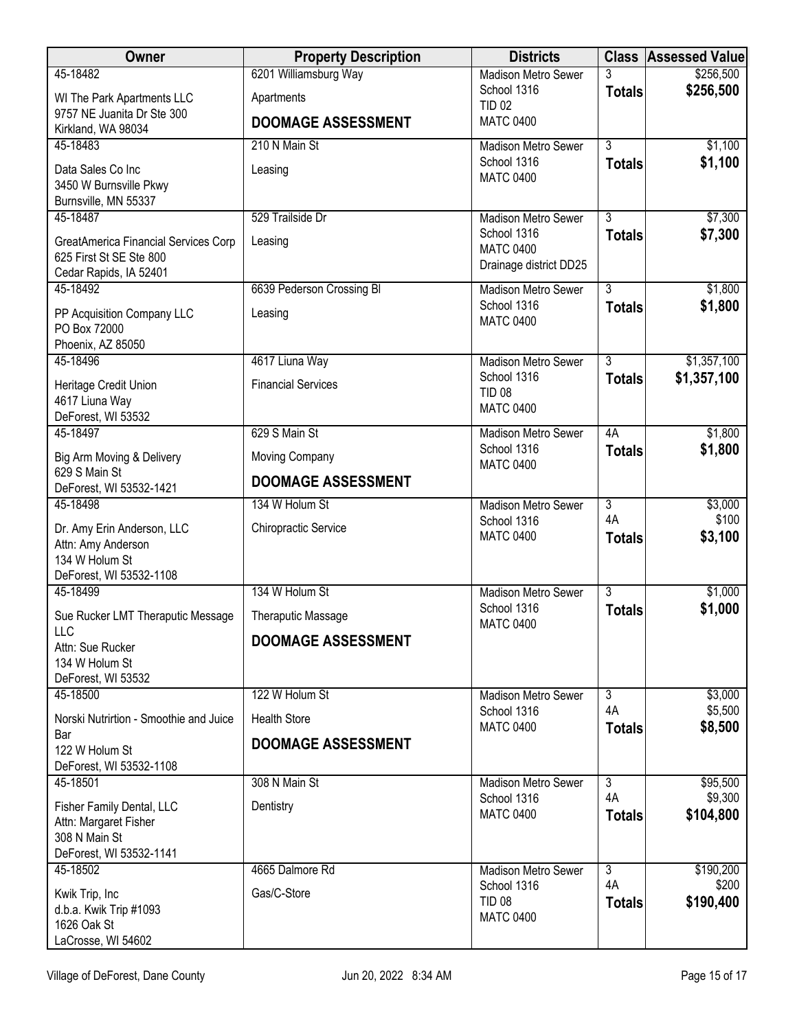| Owner | Property Description | Districts | Class | Assessed Value |
|---|---|---|---|---|
| 45-18482<br>WI The Park Apartments LLC<br>9757 NE Juanita Dr Ste 300<br>Kirkland, WA 98034 | 6201 Williamsburg Way<br>Apartments<br>**DOOMAGE ASSESSMENT** | Madison Metro Sewer<br>School 1316<br>TID 02<br>MATC 0400 | 3<br>**Totals** | $256,500<br>**$256,500** |
| 45-18483<br>Data Sales Co Inc<br>3450 W Burnsville Pkwy<br>Burnsville, MN 55337 | 210 N Main St<br>Leasing | Madison Metro Sewer<br>School 1316<br>MATC 0400 | 3<br>**Totals** | $1,100<br>**$1,100** |
| 45-18487<br>GreatAmerica Financial Services Corp<br>625 First St SE Ste 800<br>Cedar Rapids, IA 52401 | 529 Trailside Dr<br>Leasing | Madison Metro Sewer<br>School 1316<br>MATC 0400<br>Drainage district DD25 | 3<br>**Totals** | $7,300<br>**$7,300** |
| 45-18492<br>PP Acquisition Company LLC<br>PO Box 72000<br>Phoenix, AZ 85050 | 6639 Pederson Crossing Bl<br>Leasing | Madison Metro Sewer<br>School 1316<br>MATC 0400 | 3<br>**Totals** | $1,800<br>**$1,800** |
| 45-18496<br>Heritage Credit Union<br>4617 Liuna Way<br>DeForest, WI 53532 | 4617 Liuna Way<br>Financial Services | Madison Metro Sewer<br>School 1316<br>TID 08<br>MATC 0400 | 3<br>**Totals** | $1,357,100<br>**$1,357,100** |
| 45-18497<br>Big Arm Moving & Delivery<br>629 S Main St<br>DeForest, WI 53532-1421 | 629 S Main St<br>Moving Company<br>**DOOMAGE ASSESSMENT** | Madison Metro Sewer<br>School 1316<br>MATC 0400 | 4A<br>**Totals** | $1,800<br>**$1,800** |
| 45-18498<br>Dr. Amy Erin Anderson, LLC<br>Attn: Amy Anderson<br>134 W Holum St<br>DeForest, WI 53532-1108 | 134 W Holum St<br>Chiropractic Service | Madison Metro Sewer<br>School 1316<br>MATC 0400 | 3<br>4A<br>**Totals** | $3,000<br>$100<br>**$3,100** |
| 45-18499<br>Sue Rucker LMT Theraputic Message LLC<br>Attn: Sue Rucker<br>134 W Holum St<br>DeForest, WI 53532 | 134 W Holum St<br>Theraputic Massage<br>**DOOMAGE ASSESSMENT** | Madison Metro Sewer<br>School 1316<br>MATC 0400 | 3<br>**Totals** | $1,000<br>**$1,000** |
| 45-18500<br>Norski Nutrirtion - Smoothie and Juice Bar<br>122 W Holum St<br>DeForest, WI 53532-1108 | 122 W Holum St<br>Health Store<br>**DOOMAGE ASSESSMENT** | Madison Metro Sewer<br>School 1316<br>MATC 0400 | 3<br>4A<br>**Totals** | $3,000<br>$5,500<br>**$8,500** |
| 45-18501<br>Fisher Family Dental, LLC<br>Attn: Margaret Fisher<br>308 N Main St<br>DeForest, WI 53532-1141 | 308 N Main St<br>Dentistry | Madison Metro Sewer<br>School 1316<br>MATC 0400 | 3<br>4A<br>**Totals** | $95,500<br>$9,300<br>**$104,800** |
| 45-18502<br>Kwik Trip, Inc<br>d.b.a. Kwik Trip #1093<br>1626 Oak St<br>LaCrosse, WI 54602 | 4665 Dalmore Rd<br>Gas/C-Store | Madison Metro Sewer<br>School 1316<br>TID 08<br>MATC 0400 | 3<br>4A<br>**Totals** | $190,200<br>$200<br>**$190,400** |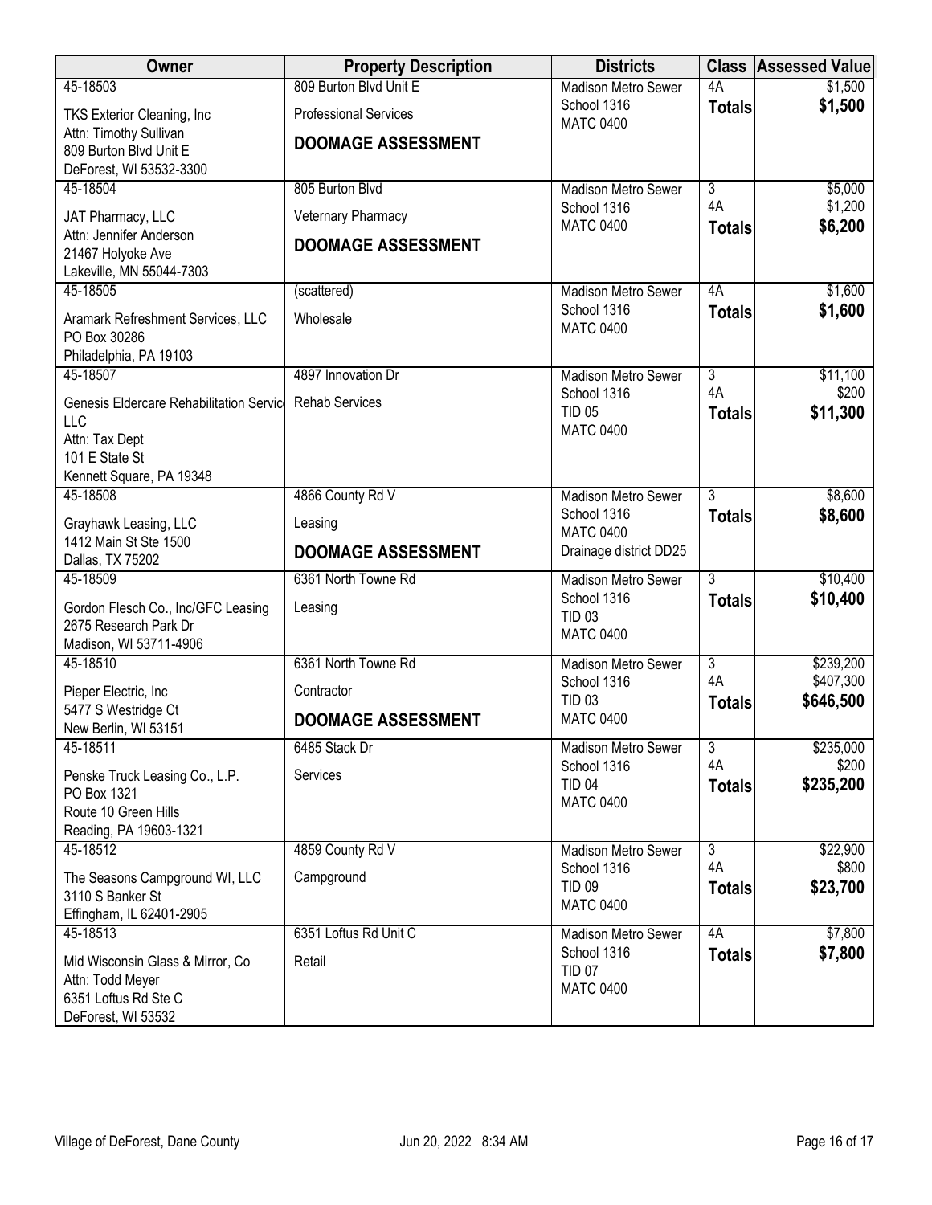| Owner | Property Description | Districts | Class | Assessed Value |
|---|---|---|---|---|
| 45-18503<br>TKS Exterior Cleaning, Inc<br>Attn: Timothy Sullivan<br>809 Burton Blvd Unit E<br>DeForest, WI 53532-3300 | 809 Burton Blvd Unit E<br>Professional Services<br>**DOOMAGE ASSESSMENT** | Madison Metro Sewer<br>School 1316<br>MATC 0400 | 4A<br>**Totals** | \$1,500<br>**\$1,500** |
| 45-18504<br>JAT Pharmacy, LLC<br>Attn: Jennifer Anderson<br>21467 Holyoke Ave<br>Lakeville, MN 55044-7303 | 805 Burton Blvd<br>Veternary Pharmacy<br>**DOOMAGE ASSESSMENT** | Madison Metro Sewer<br>School 1316<br>MATC 0400 | 3<br>4A<br>**Totals** | \$5,000<br>\$1,200<br>**\$6,200** |
| 45-18505<br>Aramark Refreshment Services, LLC<br>PO Box 30286<br>Philadelphia, PA 19103 | (scattered)<br>Wholesale | Madison Metro Sewer<br>School 1316<br>MATC 0400 | 4A<br>**Totals** | \$1,600<br>**\$1,600** |
| 45-18507<br>Genesis Eldercare Rehabilitation Servic<br>LLC<br>Attn: Tax Dept<br>101 E State St<br>Kennett Square, PA 19348 | 4897 Innovation Dr<br>Rehab Services | Madison Metro Sewer<br>School 1316<br>TID 05<br>MATC 0400 | 3<br>4A<br>**Totals** | \$11,100<br>\$200<br>**\$11,300** |
| 45-18508<br>Grayhawk Leasing, LLC<br>1412 Main St Ste 1500<br>Dallas, TX 75202 | 4866 County Rd V<br>Leasing<br>**DOOMAGE ASSESSMENT** | Madison Metro Sewer<br>School 1316<br>MATC 0400<br>Drainage district DD25 | 3<br>**Totals** | \$8,600<br>**\$8,600** |
| 45-18509<br>Gordon Flesch Co., Inc/GFC Leasing<br>2675 Research Park Dr<br>Madison, WI 53711-4906 | 6361 North Towne Rd<br>Leasing | Madison Metro Sewer<br>School 1316<br>TID 03<br>MATC 0400 | 3<br>**Totals** | \$10,400<br>**\$10,400** |
| 45-18510<br>Pieper Electric, Inc<br>5477 S Westridge Ct<br>New Berlin, WI 53151 | 6361 North Towne Rd<br>Contractor<br>**DOOMAGE ASSESSMENT** | Madison Metro Sewer<br>School 1316<br>TID 03<br>MATC 0400 | 3<br>4A<br>**Totals** | \$239,200<br>\$407,300<br>**\$646,500** |
| 45-18511<br>Penske Truck Leasing Co., L.P.<br>PO Box 1321<br>Route 10 Green Hills<br>Reading, PA 19603-1321 | 6485 Stack Dr<br>Services | Madison Metro Sewer<br>School 1316<br>TID 04<br>MATC 0400 | 3<br>4A<br>**Totals** | \$235,000<br>\$200<br>**\$235,200** |
| 45-18512<br>The Seasons Campground WI, LLC<br>3110 S Banker St<br>Effingham, IL 62401-2905 | 4859 County Rd V<br>Campground | Madison Metro Sewer<br>School 1316<br>TID 09<br>MATC 0400 | 3<br>4A<br>**Totals** | \$22,900<br>\$800<br>**\$23,700** |
| 45-18513<br>Mid Wisconsin Glass & Mirror, Co<br>Attn: Todd Meyer<br>6351 Loftus Rd Ste C<br>DeForest, WI 53532 | 6351 Loftus Rd Unit C<br>Retail | Madison Metro Sewer<br>School 1316<br>TID 07<br>MATC 0400 | 4A<br>**Totals** | \$7,800<br>**\$7,800** |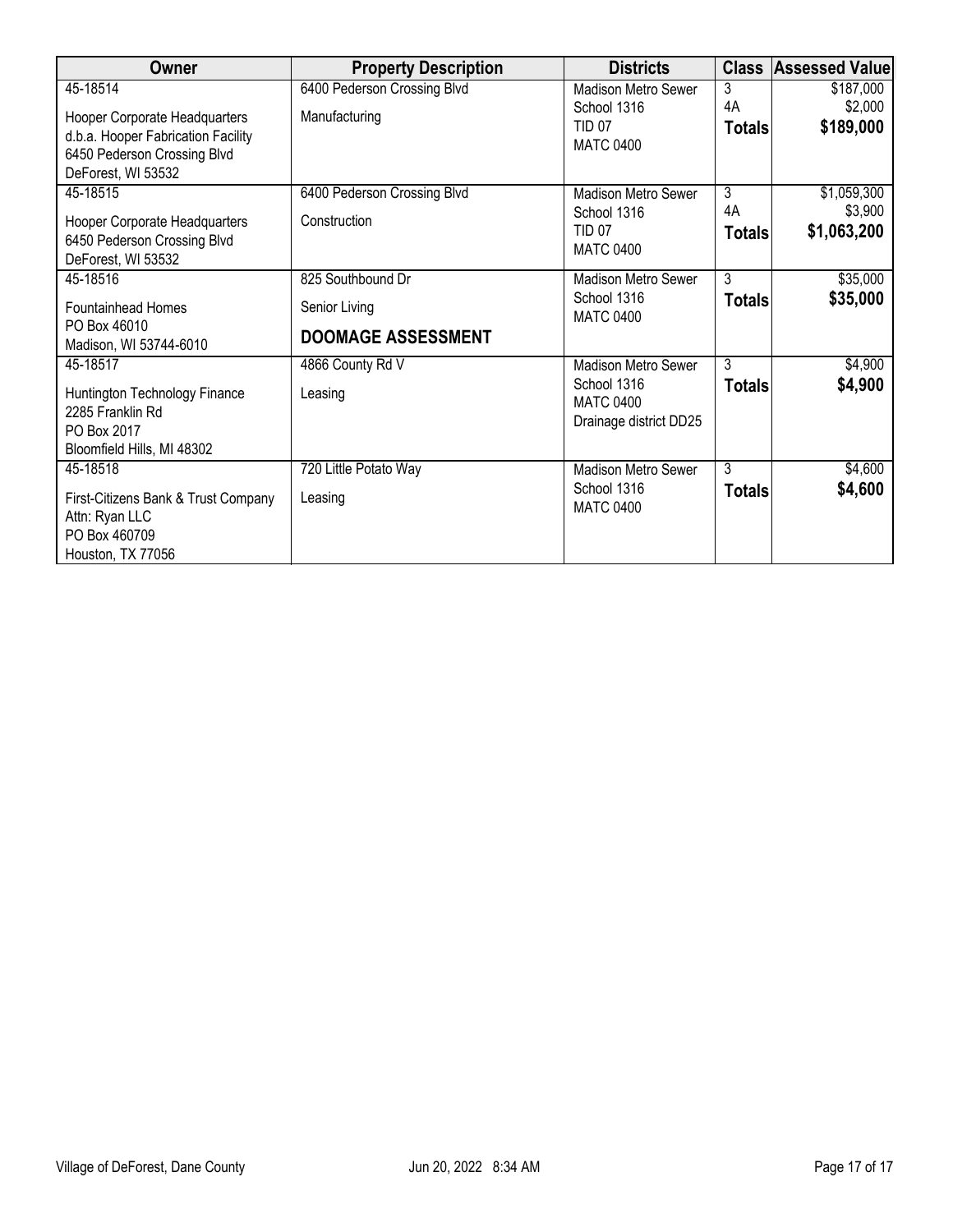| Owner | Property Description | Districts | Class | Assessed Value |
|---|---|---|---|---|
| 45-18514<br>Hooper Corporate Headquarters<br>d.b.a. Hooper Fabrication Facility<br>6450 Pederson Crossing Blvd<br>DeForest, WI 53532 | 6400 Pederson Crossing Blvd<br>Manufacturing | Madison Metro Sewer<br>School 1316<br>TID 07<br>MATC 0400 | 3<br>4A<br>**Totals** | $187,000<br>$2,000<br>**$189,000** |
| 45-18515<br>Hooper Corporate Headquarters<br>6450 Pederson Crossing Blvd<br>DeForest, WI 53532 | 6400 Pederson Crossing Blvd<br>Construction | Madison Metro Sewer<br>School 1316<br>TID 07<br>MATC 0400 | 3<br>4A<br>**Totals** | $1,059,300<br>$3,900<br>**$1,063,200** |
| 45-18516<br>Fountainhead Homes<br>PO Box 46010<br>Madison, WI 53744-6010 | 825 Southbound Dr<br>Senior Living<br>**DOOMAGE ASSESSMENT** | Madison Metro Sewer<br>School 1316<br>MATC 0400 | 3<br>**Totals** | $35,000<br>**$35,000** |
| 45-18517<br>Huntington Technology Finance<br>2285 Franklin Rd<br>PO Box 2017<br>Bloomfield Hills, MI 48302 | 4866 County Rd V<br>Leasing | Madison Metro Sewer<br>School 1316<br>MATC 0400<br>Drainage district DD25 | 3<br>**Totals** | $4,900<br>**$4,900** |
| 45-18518<br>First-Citizens Bank & Trust Company<br>Attn: Ryan LLC<br>PO Box 460709<br>Houston, TX 77056 | 720 Little Potato Way<br>Leasing | Madison Metro Sewer<br>School 1316<br>MATC 0400 | 3<br>**Totals** | $4,600<br>**$4,600** |

Village of DeForest, Dane County    Jun 20, 2022 8:34 AM